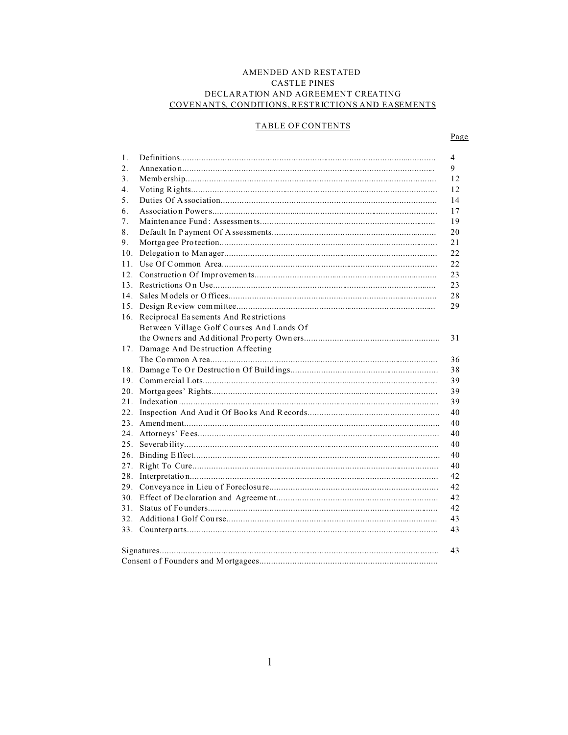# AMENDED AND RESTATED
# CASTLE PINES
# DECLARATION AND AGREEMENT CREATING
# COVENANTS, CONDITIONS, RESTRICTIONS AND EASEMENTS

## TABLE OF CONTENTS

| | | Page |
|---|---|---|
| 1. | Definitions | 4 |
| 2. | Annexation | 9 |
| 3. | Membership | 12 |
| 4. | Voting Rights | 12 |
| 5. | Duties Of Association | 14 |
| 6. | Association Powers | 17 |
| 7. | Maintenance Fund: Assessments | 19 |
| 8. | Default In Payment Of Assessments | 20 |
| 9. | Mortgagee Protection | 21 |
| 10. | Delegation to Manager | 22 |
| 11. | Use Of Common Area | 22 |
| 12. | Construction Of Improvements | 23 |
| 13. | Restrictions On Use | 23 |
| 14. | Sales Models or Offices | 28 |
| 15. | Design Review committee | 29 |
| 16. | Reciprocal Easements And Restrictions Between Village Golf Courses And Lands Of the Owners and Additional Property Owners | 31 |
| 17. | Damage And Destruction Affecting The Common Area | 36 |
| 18. | Damage To Or Destruction Of Buildings | 38 |
| 19. | Commercial Lots | 39 |
| 20. | Mortgagees' Rights | 39 |
| 21. | Indexation | 39 |
| 22. | Inspection And Audit Of Books And Records | 40 |
| 23. | Amendment | 40 |
| 24. | Attorneys' Fees | 40 |
| 25. | Severability | 40 |
| 26. | Binding Effect | 40 |
| 27. | Right To Cure | 40 |
| 28. | Interpretation | 42 |
| 29. | Conveyance in Lieu of Foreclosure | 42 |
| 30. | Effect of Declaration and Agreement | 42 |
| 31. | Status of Founders | 42 |
| 32. | Additional Golf Course | 43 |
| 33. | Counterparts | 43 |
| | Signatures | 43 |
| | Consent of Founders and Mortgagees | |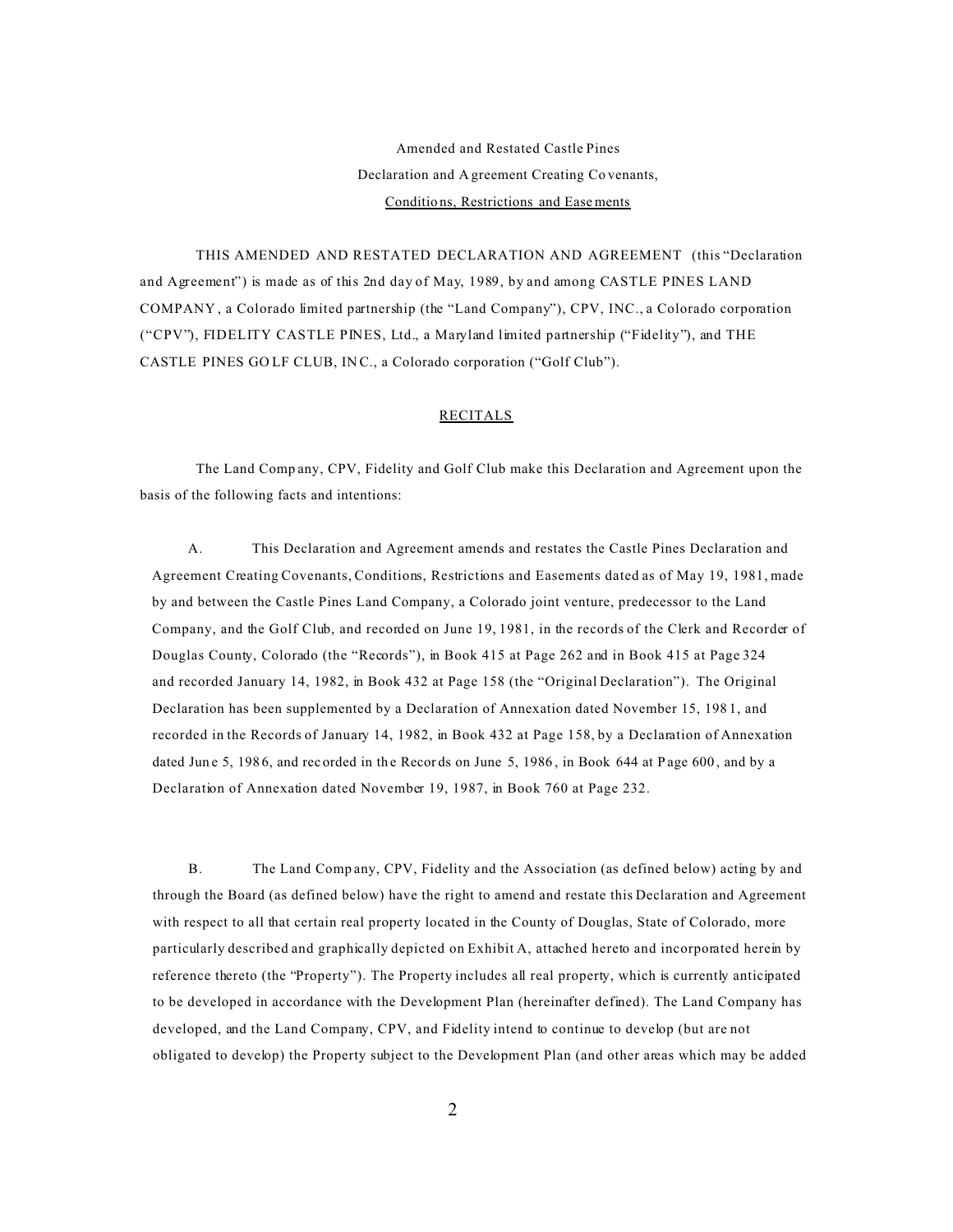Amended and Restated Castle Pines
Declaration and Agreement Creating Covenants,
Conditions, Restrictions and Easements

THIS AMENDED AND RESTATED DECLARATION AND AGREEMENT (this "Declaration and Agreement") is made as of this 2nd day of May, 1989, by and among CASTLE PINES LAND COMPANY, a Colorado limited partnership (the "Land Company"), CPV, INC., a Colorado corporation ("CPV"), FIDELITY CASTLE PINES, Ltd., a Maryland limited partnership ("Fidelity"), and THE CASTLE PINES GOLF CLUB, INC., a Colorado corporation ("Golf Club").

## RECITALS

The Land Company, CPV, Fidelity and Golf Club make this Declaration and Agreement upon the basis of the following facts and intentions:

A. This Declaration and Agreement amends and restates the Castle Pines Declaration and Agreement Creating Covenants, Conditions, Restrictions and Easements dated as of May 19, 1981, made by and between the Castle Pines Land Company, a Colorado joint venture, predecessor to the Land Company, and the Golf Club, and recorded on June 19, 1981, in the records of the Clerk and Recorder of Douglas County, Colorado (the "Records"), in Book 415 at Page 262 and in Book 415 at Page 324 and recorded January 14, 1982, in Book 432 at Page 158 (the "Original Declaration"). The Original Declaration has been supplemented by a Declaration of Annexation dated November 15, 1981, and recorded in the Records of January 14, 1982, in Book 432 at Page 158, by a Declaration of Annexation dated June 5, 1986, and recorded in the Records on June 5, 1986, in Book 644 at Page 600, and by a Declaration of Annexation dated November 19, 1987, in Book 760 at Page 232.

B. The Land Company, CPV, Fidelity and the Association (as defined below) acting by and through the Board (as defined below) have the right to amend and restate this Declaration and Agreement with respect to all that certain real property located in the County of Douglas, State of Colorado, more particularly described and graphically depicted on Exhibit A, attached hereto and incorporated herein by reference thereto (the "Property"). The Property includes all real property, which is currently anticipated to be developed in accordance with the Development Plan (hereinafter defined). The Land Company has developed, and the Land Company, CPV, and Fidelity intend to continue to develop (but are not obligated to develop) the Property subject to the Development Plan (and other areas which may be added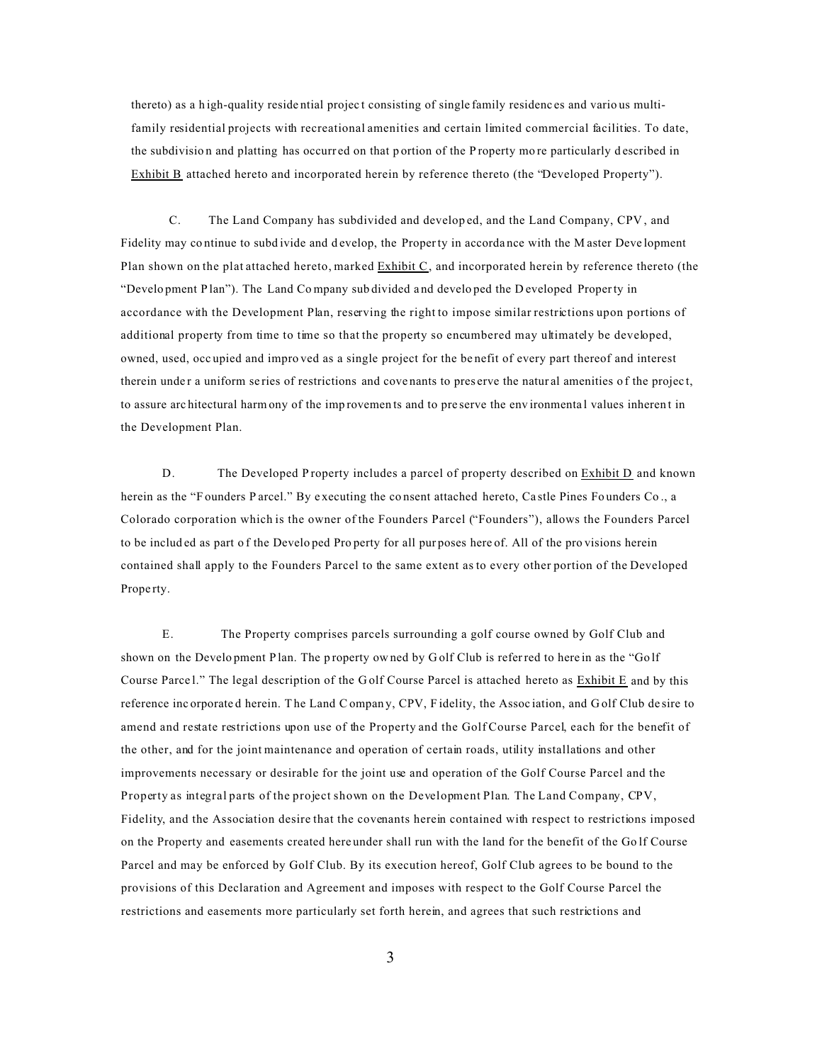thereto) as a high-quality residential project consisting of single family residences and various multi-family residential projects with recreational amenities and certain limited commercial facilities. To date, the subdivision and platting has occurred on that portion of the Property more particularly described in Exhibit B attached hereto and incorporated herein by reference thereto (the "Developed Property").

C. The Land Company has subdivided and developed, and the Land Company, CPV, and Fidelity may continue to subdivide and develop, the Property in accordance with the Master Development Plan shown on the plat attached hereto, marked Exhibit C, and incorporated herein by reference thereto (the "Development Plan"). The Land Company subdivided and developed the Developed Property in accordance with the Development Plan, reserving the right to impose similar restrictions upon portions of additional property from time to time so that the property so encumbered may ultimately be developed, owned, used, occupied and improved as a single project for the benefit of every part thereof and interest therein under a uniform series of restrictions and covenants to preserve the natural amenities of the project, to assure architectural harmony of the improvements and to preserve the environmental values inherent in the Development Plan.

D. The Developed Property includes a parcel of property described on Exhibit D and known herein as the "Founders Parcel." By executing the consent attached hereto, Castle Pines Founders Co., a Colorado corporation which is the owner of the Founders Parcel ("Founders"), allows the Founders Parcel to be included as part of the Developed Property for all purposes hereof. All of the provisions herein contained shall apply to the Founders Parcel to the same extent as to every other portion of the Developed Property.

E. The Property comprises parcels surrounding a golf course owned by Golf Club and shown on the Development Plan. The property owned by Golf Club is referred to herein as the "Golf Course Parcel." The legal description of the Golf Course Parcel is attached hereto as Exhibit E and by this reference incorporated herein. The Land Company, CPV, Fidelity, the Association, and Golf Club desire to amend and restate restrictions upon use of the Property and the Golf Course Parcel, each for the benefit of the other, and for the joint maintenance and operation of certain roads, utility installations and other improvements necessary or desirable for the joint use and operation of the Golf Course Parcel and the Property as integral parts of the project shown on the Development Plan. The Land Company, CPV, Fidelity, and the Association desire that the covenants herein contained with respect to restrictions imposed on the Property and easements created hereunder shall run with the land for the benefit of the Golf Course Parcel and may be enforced by Golf Club. By its execution hereof, Golf Club agrees to be bound to the provisions of this Declaration and Agreement and imposes with respect to the Golf Course Parcel the restrictions and easements more particularly set forth herein, and agrees that such restrictions and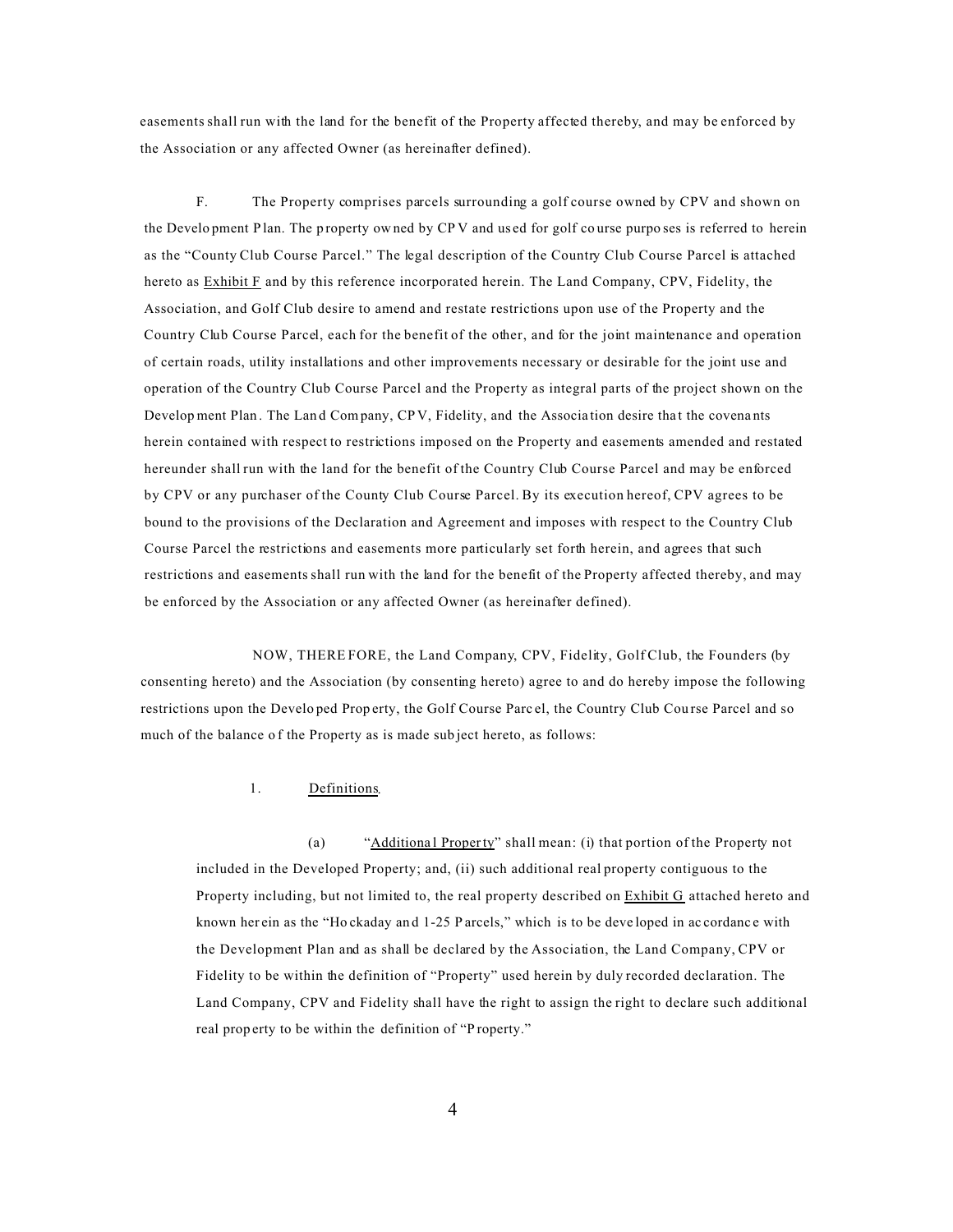easements shall run with the land for the benefit of the Property affected thereby, and may be enforced by the Association or any affected Owner (as hereinafter defined).

F. The Property comprises parcels surrounding a golf course owned by CPV and shown on the Development Plan. The property owned by CPV and used for golf course purposes is referred to herein as the "County Club Course Parcel." The legal description of the Country Club Course Parcel is attached hereto as Exhibit F and by this reference incorporated herein. The Land Company, CPV, Fidelity, the Association, and Golf Club desire to amend and restate restrictions upon use of the Property and the Country Club Course Parcel, each for the benefit of the other, and for the joint maintenance and operation of certain roads, utility installations and other improvements necessary or desirable for the joint use and operation of the Country Club Course Parcel and the Property as integral parts of the project shown on the Development Plan. The Land Company, CPV, Fidelity, and the Association desire that the covenants herein contained with respect to restrictions imposed on the Property and easements amended and restated hereunder shall run with the land for the benefit of the Country Club Course Parcel and may be enforced by CPV or any purchaser of the County Club Course Parcel. By its execution hereof, CPV agrees to be bound to the provisions of the Declaration and Agreement and imposes with respect to the Country Club Course Parcel the restrictions and easements more particularly set forth herein, and agrees that such restrictions and easements shall run with the land for the benefit of the Property affected thereby, and may be enforced by the Association or any affected Owner (as hereinafter defined).

NOW, THEREFORE, the Land Company, CPV, Fidelity, Golf Club, the Founders (by consenting hereto) and the Association (by consenting hereto) agree to and do hereby impose the following restrictions upon the Developed Property, the Golf Course Parcel, the Country Club Course Parcel and so much of the balance of the Property as is made subject hereto, as follows:

1. Definitions.

(a) "Additional Property" shall mean: (i) that portion of the Property not included in the Developed Property; and, (ii) such additional real property contiguous to the Property including, but not limited to, the real property described on Exhibit G attached hereto and known herein as the "Hockaday and 1-25 Parcels," which is to be developed in accordance with the Development Plan and as shall be declared by the Association, the Land Company, CPV or Fidelity to be within the definition of "Property" used herein by duly recorded declaration. The Land Company, CPV and Fidelity shall have the right to assign the right to declare such additional real property to be within the definition of "Property."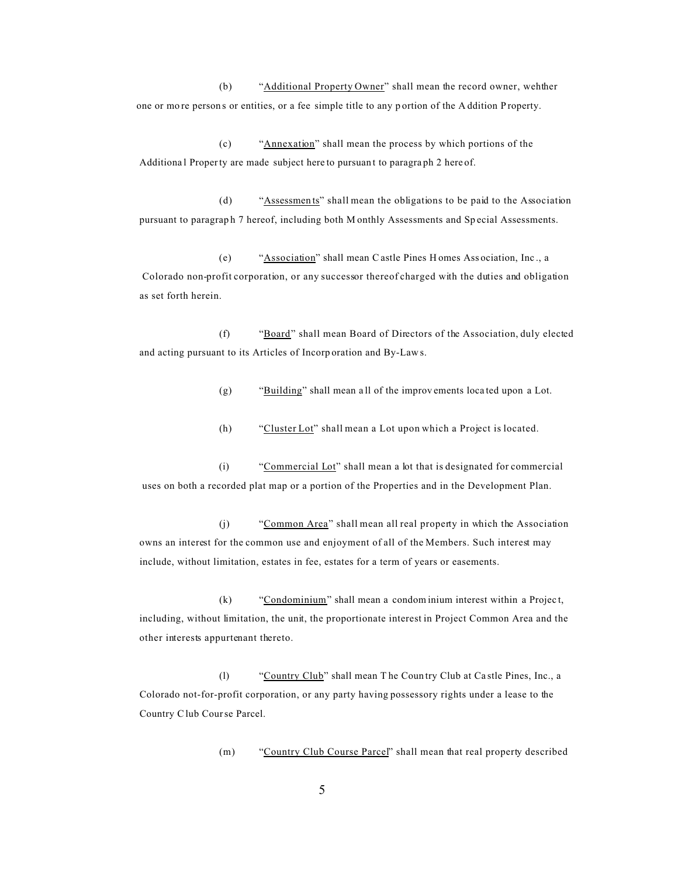(b) "<u>Additional Property Owner</u>" shall mean the record owner, wehther one or more persons or entities, or a fee simple title to any portion of the Addition Property.

(c) "<u>Annexation</u>" shall mean the process by which portions of the Additional Property are made subject hereto pursuant to paragraph 2 hereof.

(d) "<u>Assessments</u>" shall mean the obligations to be paid to the Association pursuant to paragraph 7 hereof, including both Monthly Assessments and Special Assessments.

(e) "<u>Association</u>" shall mean Castle Pines Homes Association, Inc., a Colorado non-profit corporation, or any successor thereof charged with the duties and obligation as set forth herein.

(f) "<u>Board</u>" shall mean Board of Directors of the Association, duly elected and acting pursuant to its Articles of Incorporation and By-Laws.

(g) "<u>Building</u>" shall mean all of the improvements located upon a Lot.

(h) "<u>Cluster Lot</u>" shall mean a Lot upon which a Project is located.

(i) "<u>Commercial Lot</u>" shall mean a lot that is designated for commercial uses on both a recorded plat map or a portion of the Properties and in the Development Plan.

(j) "<u>Common Area</u>" shall mean all real property in which the Association owns an interest for the common use and enjoyment of all of the Members. Such interest may include, without limitation, estates in fee, estates for a term of years or easements.

(k) "<u>Condominium</u>" shall mean a condominium interest within a Project, including, without limitation, the unit, the proportionate interest in Project Common Area and the other interests appurtenant thereto.

(l) "<u>Country Club</u>" shall mean The Country Club at Castle Pines, Inc., a Colorado not-for-profit corporation, or any party having possessory rights under a lease to the Country Club Course Parcel.

(m) "<u>Country Club Course Parcel</u>" shall mean that real property described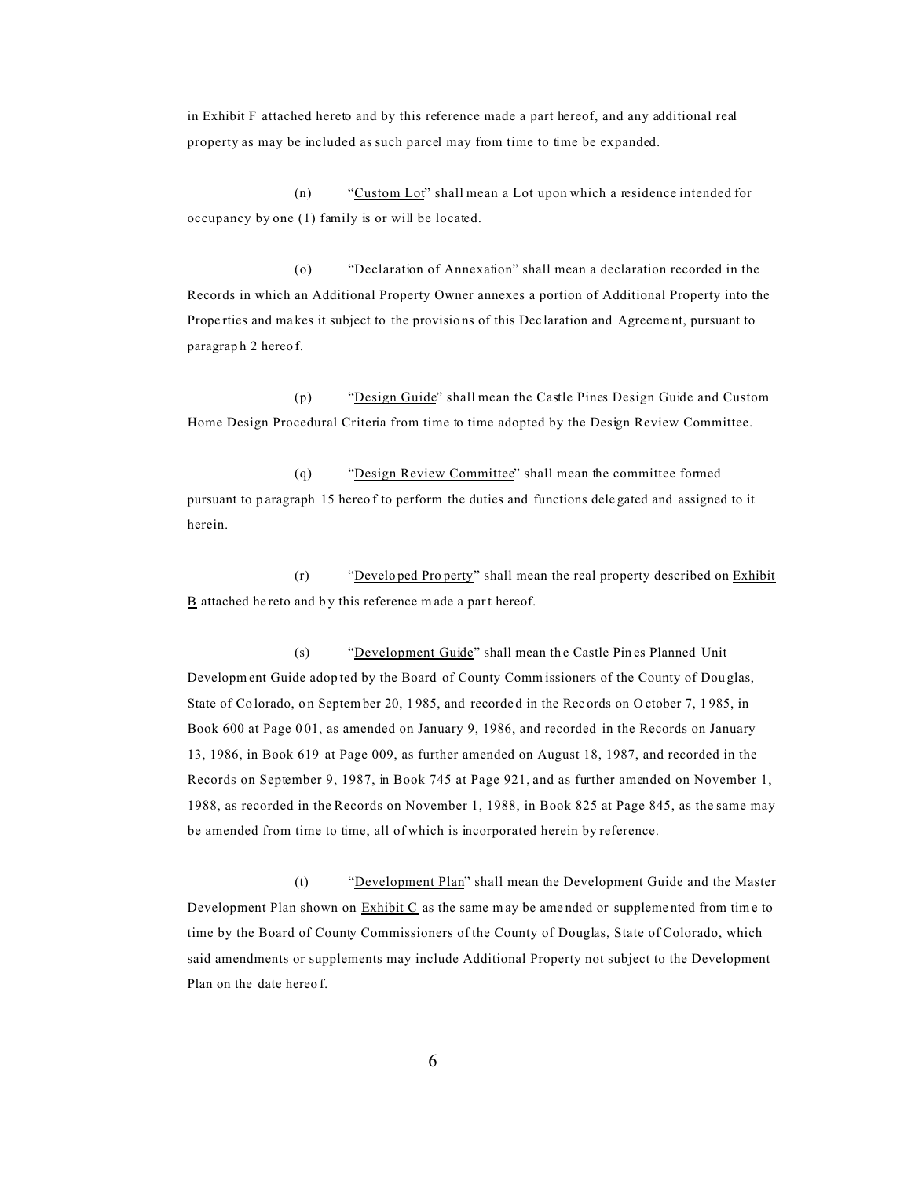in Exhibit F attached hereto and by this reference made a part hereof, and any additional real property as may be included as such parcel may from time to time be expanded.

(n) "Custom Lot" shall mean a Lot upon which a residence intended for occupancy by one (1) family is or will be located.

(o) "Declaration of Annexation" shall mean a declaration recorded in the Records in which an Additional Property Owner annexes a portion of Additional Property into the Properties and makes it subject to the provisions of this Declaration and Agreement, pursuant to paragraph 2 hereof.

(p) "Design Guide" shall mean the Castle Pines Design Guide and Custom Home Design Procedural Criteria from time to time adopted by the Design Review Committee.

(q) "Design Review Committee" shall mean the committee formed pursuant to paragraph 15 hereof to perform the duties and functions delegated and assigned to it herein.

(r) "Developed Property" shall mean the real property described on Exhibit B attached hereto and by this reference made a part hereof.

(s) "Development Guide" shall mean the Castle Pines Planned Unit Development Guide adopted by the Board of County Commissioners of the County of Douglas, State of Colorado, on September 20, 1985, and recorded in the Records on October 7, 1985, in Book 600 at Page 001, as amended on January 9, 1986, and recorded in the Records on January 13, 1986, in Book 619 at Page 009, as further amended on August 18, 1987, and recorded in the Records on September 9, 1987, in Book 745 at Page 921, and as further amended on November 1, 1988, as recorded in the Records on November 1, 1988, in Book 825 at Page 845, as the same may be amended from time to time, all of which is incorporated herein by reference.

(t) "Development Plan" shall mean the Development Guide and the Master Development Plan shown on Exhibit C as the same may be amended or supplemented from time to time by the Board of County Commissioners of the County of Douglas, State of Colorado, which said amendments or supplements may include Additional Property not subject to the Development Plan on the date hereof.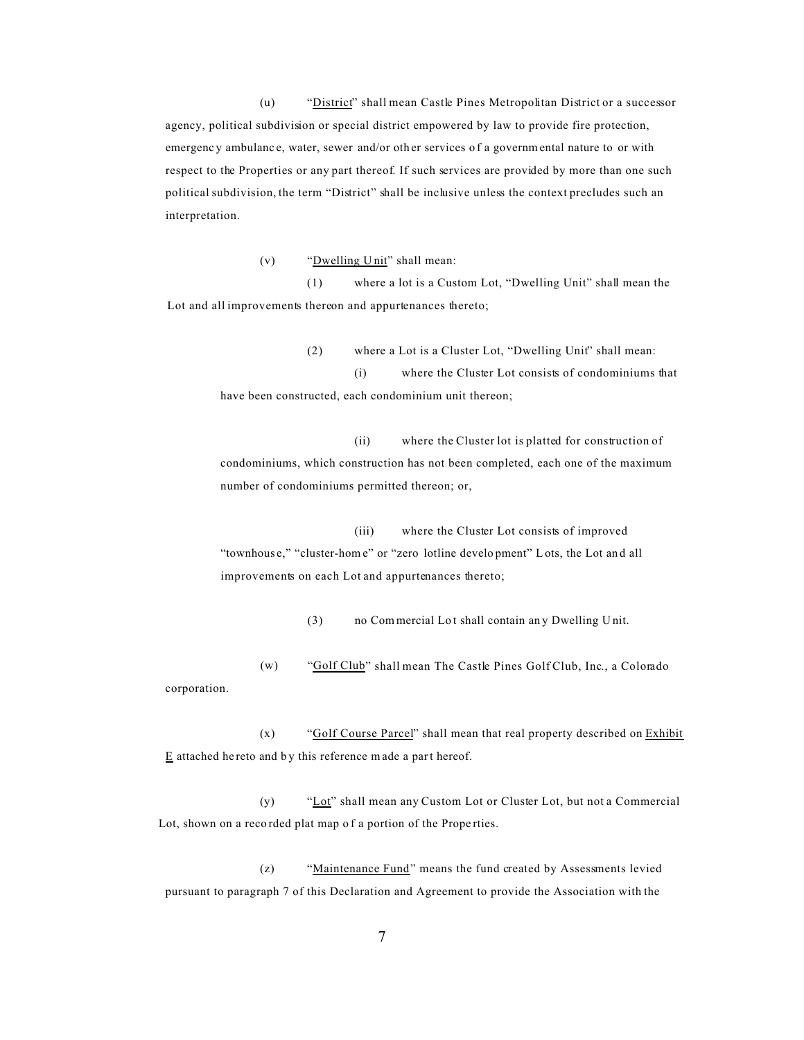(u) "<u>District</u>" shall mean Castle Pines Metropolitan District or a successor agency, political subdivision or special district empowered by law to provide fire protection, emergency ambulance, water, sewer and/or other services of a governmental nature to or with respect to the Properties or any part thereof. If such services are provided by more than one such political subdivision, the term "District" shall be inclusive unless the context precludes such an interpretation.

(v) "<u>Dwelling Unit</u>" shall mean:

(1) where a lot is a Custom Lot, "Dwelling Unit" shall mean the Lot and all improvements thereon and appurtenances thereto;

(2) where a Lot is a Cluster Lot, "Dwelling Unit" shall mean:

(i) where the Cluster Lot consists of condominiums that have been constructed, each condominium unit thereon;

(ii) where the Cluster lot is platted for construction of condominiums, which construction has not been completed, each one of the maximum number of condominiums permitted thereon; or,

(iii) where the Cluster Lot consists of improved "townhouse," "cluster-home" or "zero lotline development" Lots, the Lot and all improvements on each Lot and appurtenances thereto;

(3) no Commercial Lot shall contain any Dwelling Unit.

(w) "<u>Golf Club</u>" shall mean The Castle Pines Golf Club, Inc., a Colorado corporation.

(x) "<u>Golf Course Parcel</u>" shall mean that real property described on <u>Exhibit E</u> attached hereto and by this reference made a part hereof.

(y) "<u>Lot</u>" shall mean any Custom Lot or Cluster Lot, but not a Commercial Lot, shown on a recorded plat map of a portion of the Properties.

(z) "<u>Maintenance Fund</u>" means the fund created by Assessments levied pursuant to paragraph 7 of this Declaration and Agreement to provide the Association with the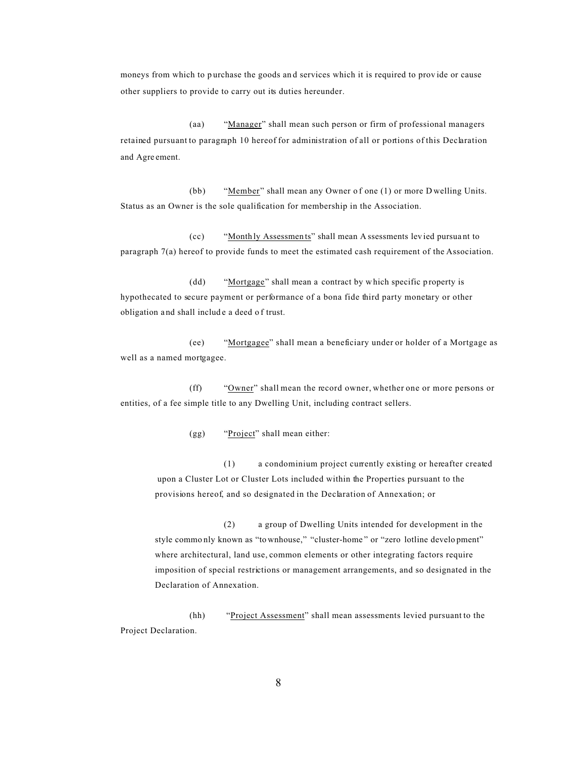moneys from which to purchase the goods and services which it is required to provide or cause other suppliers to provide to carry out its duties hereunder.

(aa) "<u>Manager</u>" shall mean such person or firm of professional managers retained pursuant to paragraph 10 hereof for administration of all or portions of this Declaration and Agreement.

(bb) "<u>Member</u>" shall mean any Owner of one (1) or more Dwelling Units. Status as an Owner is the sole qualification for membership in the Association.

(cc) "<u>Monthly Assessments</u>" shall mean Assessments levied pursuant to paragraph 7(a) hereof to provide funds to meet the estimated cash requirement of the Association.

(dd) "<u>Mortgage</u>" shall mean a contract by which specific property is hypothecated to secure payment or performance of a bona fide third party monetary or other obligation and shall include a deed of trust.

(ee) "<u>Mortgagee</u>" shall mean a beneficiary under or holder of a Mortgage as well as a named mortgagee.

(ff) "<u>Owner</u>" shall mean the record owner, whether one or more persons or entities, of a fee simple title to any Dwelling Unit, including contract sellers.

(gg) "<u>Project</u>" shall mean either:

> (1) a condominium project currently existing or hereafter created upon a Cluster Lot or Cluster Lots included within the Properties pursuant to the provisions hereof, and so designated in the Declaration of Annexation; or
>
> (2) a group of Dwelling Units intended for development in the style commonly known as "townhouse," "cluster-home" or "zero lotline development" where architectural, land use, common elements or other integrating factors require imposition of special restrictions or management arrangements, and so designated in the Declaration of Annexation.

(hh) "<u>Project Assessment</u>" shall mean assessments levied pursuant to the Project Declaration.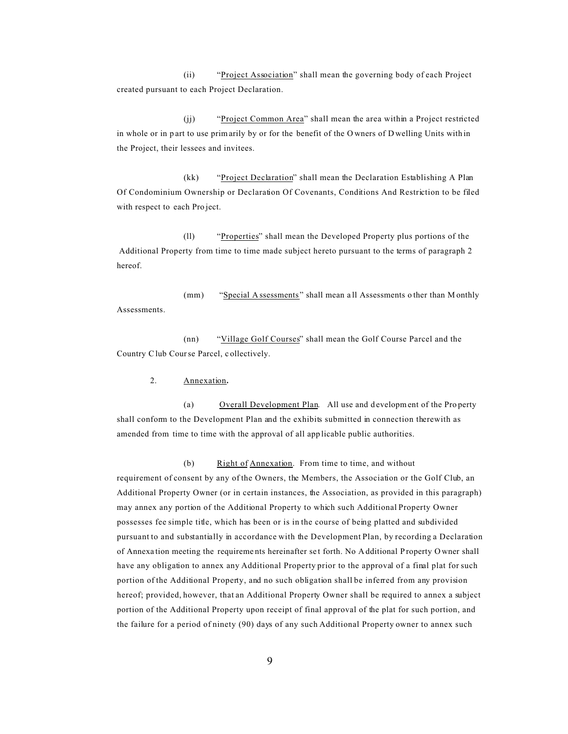(ii) "Project Association" shall mean the governing body of each Project created pursuant to each Project Declaration.

(jj) "Project Common Area" shall mean the area within a Project restricted in whole or in part to use primarily by or for the benefit of the Owners of Dwelling Units within the Project, their lessees and invitees.

(kk) "Project Declaration" shall mean the Declaration Establishing A Plan Of Condominium Ownership or Declaration Of Covenants, Conditions And Restriction to be filed with respect to each Project.

(ll) "Properties" shall mean the Developed Property plus portions of the Additional Property from time to time made subject hereto pursuant to the terms of paragraph 2 hereof.

(mm) "Special Assessments" shall mean all Assessments other than Monthly Assessments.

(nn) "Village Golf Courses" shall mean the Golf Course Parcel and the Country Club Course Parcel, collectively.

2. Annexation**.**

(a) Overall Development Plan. All use and development of the Property shall conform to the Development Plan and the exhibits submitted in connection therewith as amended from time to time with the approval of all applicable public authorities.

(b) Right of Annexation. From time to time, and without requirement of consent by any of the Owners, the Members, the Association or the Golf Club, an Additional Property Owner (or in certain instances, the Association, as provided in this paragraph) may annex any portion of the Additional Property to which such Additional Property Owner possesses fee simple title, which has been or is in the course of being platted and subdivided pursuant to and substantially in accordance with the Development Plan, by recording a Declaration of Annexation meeting the requirements hereinafter set forth. No Additional Property Owner shall have any obligation to annex any Additional Property prior to the approval of a final plat for such portion of the Additional Property, and no such obligation shall be inferred from any provision hereof; provided, however, that an Additional Property Owner shall be required to annex a subject portion of the Additional Property upon receipt of final approval of the plat for such portion, and the failure for a period of ninety (90) days of any such Additional Property owner to annex such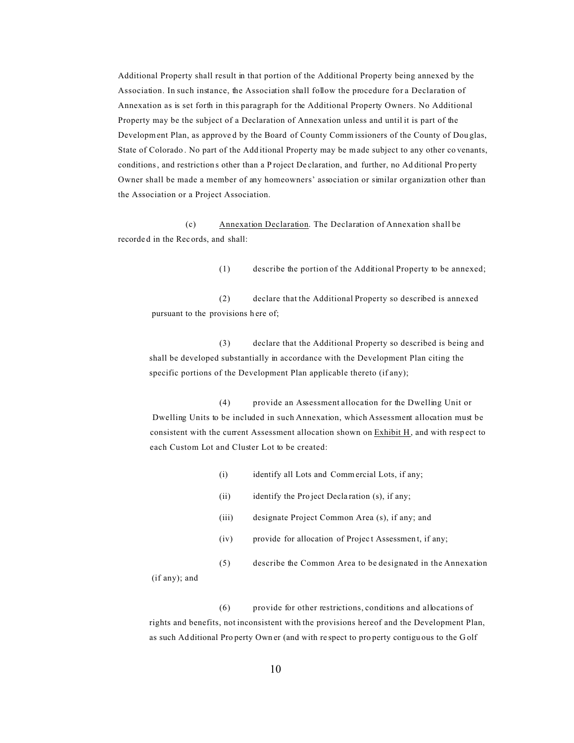Additional Property shall result in that portion of the Additional Property being annexed by the Association. In such instance, the Association shall follow the procedure for a Declaration of Annexation as is set forth in this paragraph for the Additional Property Owners. No Additional Property may be the subject of a Declaration of Annexation unless and until it is part of the Development Plan, as approved by the Board of County Commissioners of the County of Douglas, State of Colorado. No part of the Additional Property may be made subject to any other covenants, conditions, and restrictions other than a Project Declaration, and further, no Additional Property Owner shall be made a member of any homeowners' association or similar organization other than the Association or a Project Association.

(c) Annexation Declaration. The Declaration of Annexation shall be recorded in the Records, and shall:

(1) describe the portion of the Additional Property to be annexed;

(2) declare that the Additional Property so described is annexed pursuant to the provisions hereof;

(3) declare that the Additional Property so described is being and shall be developed substantially in accordance with the Development Plan citing the specific portions of the Development Plan applicable thereto (if any);

(4) provide an Assessment allocation for the Dwelling Unit or Dwelling Units to be included in such Annexation, which Assessment allocation must be consistent with the current Assessment allocation shown on Exhibit H, and with respect to each Custom Lot and Cluster Lot to be created:

(i) identify all Lots and Commercial Lots, if any;

(ii) identify the Project Declaration (s), if any;

(iii) designate Project Common Area (s), if any; and

(iv) provide for allocation of Project Assessment, if any;

(5) describe the Common Area to be designated in the Annexation (if any); and

(6) provide for other restrictions, conditions and allocations of rights and benefits, not inconsistent with the provisions hereof and the Development Plan, as such Additional Property Owner (and with respect to property contiguous to the Golf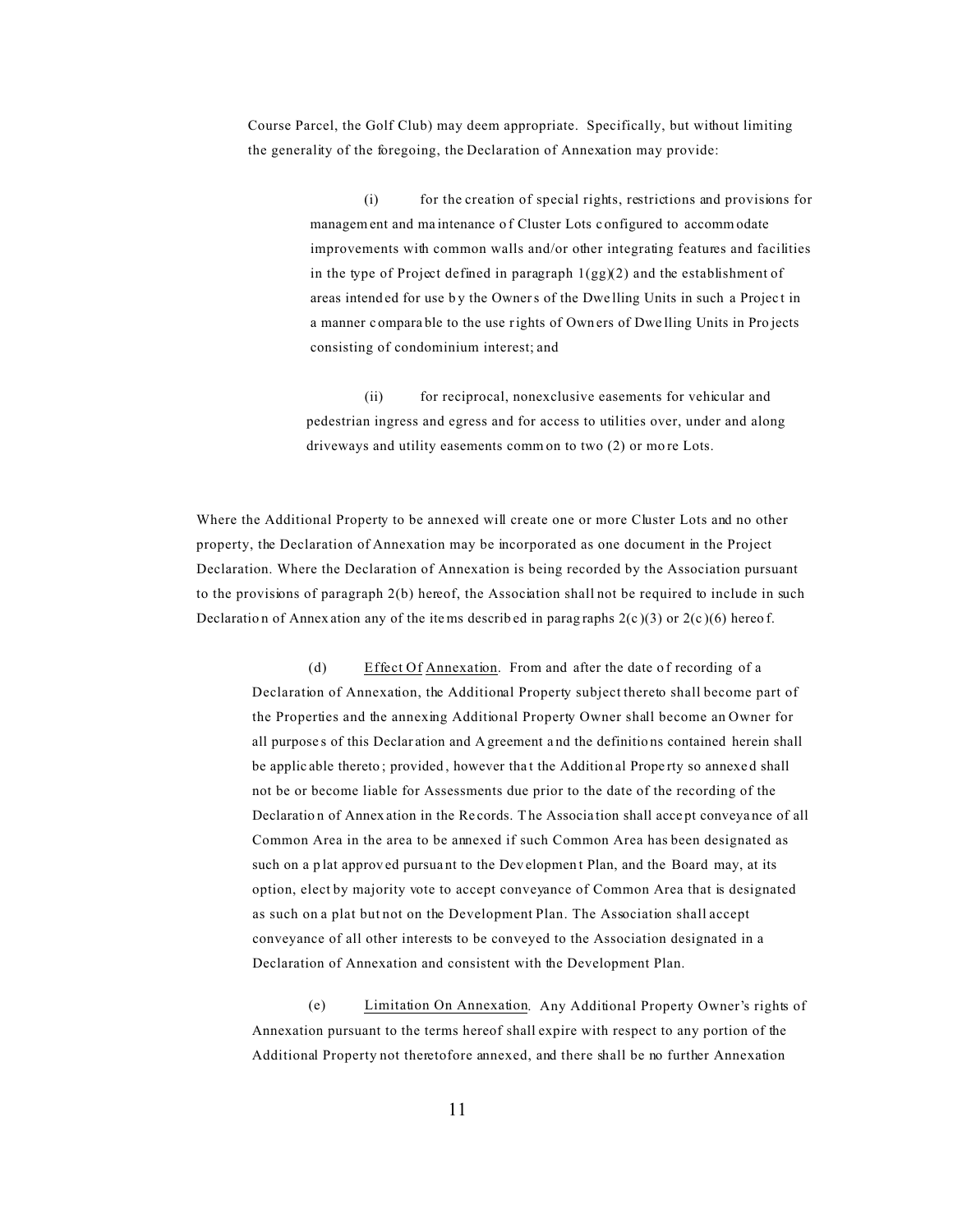Course Parcel, the Golf Club) may deem appropriate. Specifically, but without limiting the generality of the foregoing, the Declaration of Annexation may provide:

(i) for the creation of special rights, restrictions and provisions for management and maintenance of Cluster Lots configured to accommodate improvements with common walls and/or other integrating features and facilities in the type of Project defined in paragraph 1(gg)(2) and the establishment of areas intended for use by the Owners of the Dwelling Units in such a Project in a manner comparable to the use rights of Owners of Dwelling Units in Projects consisting of condominium interest; and

(ii) for reciprocal, nonexclusive easements for vehicular and pedestrian ingress and egress and for access to utilities over, under and along driveways and utility easements common to two (2) or more Lots.

Where the Additional Property to be annexed will create one or more Cluster Lots and no other property, the Declaration of Annexation may be incorporated as one document in the Project Declaration. Where the Declaration of Annexation is being recorded by the Association pursuant to the provisions of paragraph 2(b) hereof, the Association shall not be required to include in such Declaration of Annexation any of the items described in paragraphs 2(c)(3) or 2(c)(6) hereof.

(d) Effect Of Annexation. From and after the date of recording of a Declaration of Annexation, the Additional Property subject thereto shall become part of the Properties and the annexing Additional Property Owner shall become an Owner for all purposes of this Declaration and Agreement and the definitions contained herein shall be applicable thereto; provided, however that the Additional Property so annexed shall not be or become liable for Assessments due prior to the date of the recording of the Declaration of Annexation in the Records. The Association shall accept conveyance of all Common Area in the area to be annexed if such Common Area has been designated as such on a plat approved pursuant to the Development Plan, and the Board may, at its option, elect by majority vote to accept conveyance of Common Area that is designated as such on a plat but not on the Development Plan. The Association shall accept conveyance of all other interests to be conveyed to the Association designated in a Declaration of Annexation and consistent with the Development Plan.

(e) Limitation On Annexation. Any Additional Property Owner's rights of Annexation pursuant to the terms hereof shall expire with respect to any portion of the Additional Property not theretofore annexed, and there shall be no further Annexation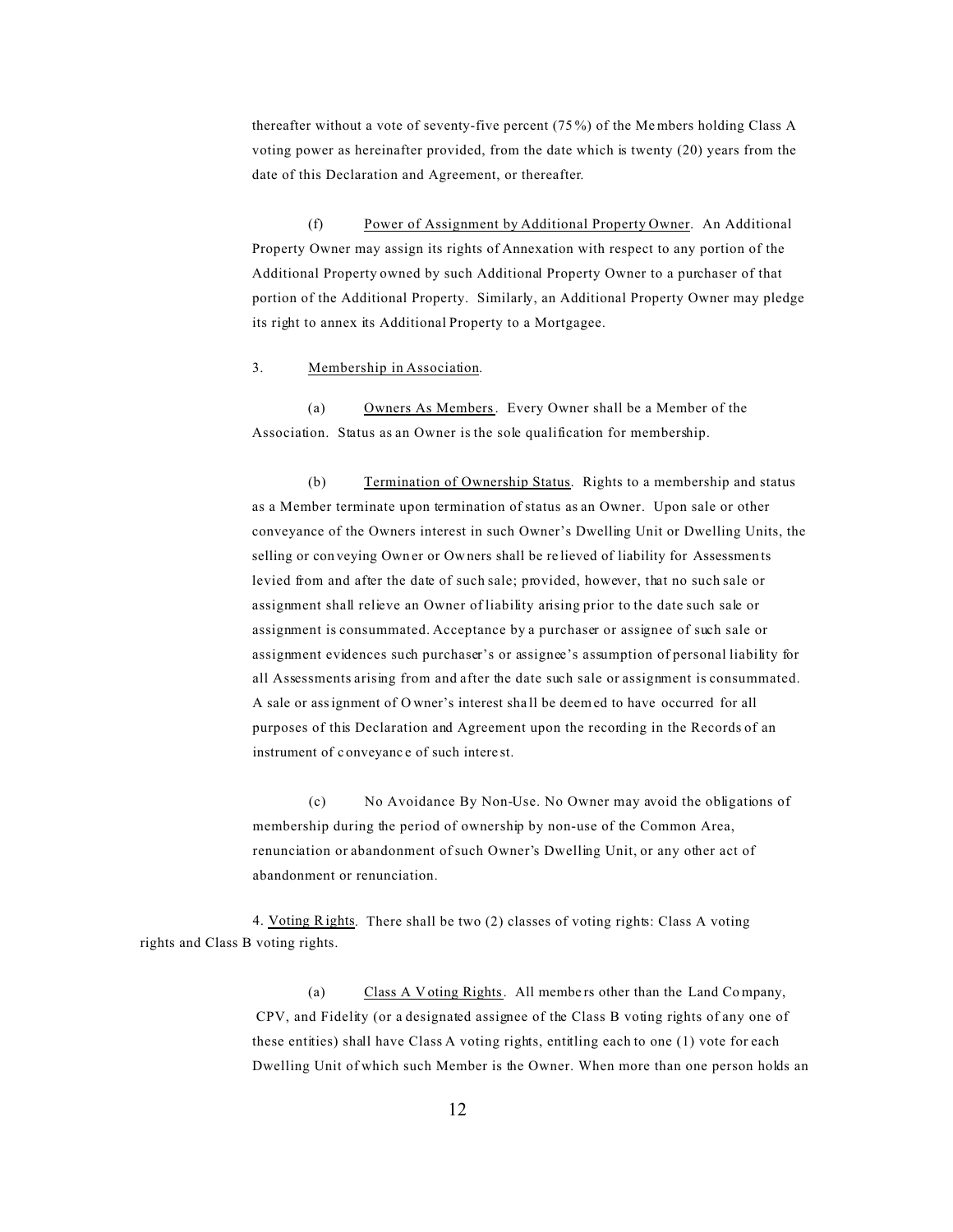thereafter without a vote of seventy-five percent (75%) of the Members holding Class A voting power as hereinafter provided, from the date which is twenty (20) years from the date of this Declaration and Agreement, or thereafter.

(f) Power of Assignment by Additional Property Owner. An Additional Property Owner may assign its rights of Annexation with respect to any portion of the Additional Property owned by such Additional Property Owner to a purchaser of that portion of the Additional Property. Similarly, an Additional Property Owner may pledge its right to annex its Additional Property to a Mortgagee.

3. Membership in Association.

(a) Owners As Members. Every Owner shall be a Member of the Association. Status as an Owner is the sole qualification for membership.

(b) Termination of Ownership Status. Rights to a membership and status as a Member terminate upon termination of status as an Owner. Upon sale or other conveyance of the Owners interest in such Owner's Dwelling Unit or Dwelling Units, the selling or conveying Owner or Owners shall be relieved of liability for Assessments levied from and after the date of such sale; provided, however, that no such sale or assignment shall relieve an Owner of liability arising prior to the date such sale or assignment is consummated. Acceptance by a purchaser or assignee of such sale or assignment evidences such purchaser's or assignee's assumption of personal liability for all Assessments arising from and after the date such sale or assignment is consummated. A sale or assignment of Owner's interest shall be deemed to have occurred for all purposes of this Declaration and Agreement upon the recording in the Records of an instrument of conveyance of such interest.

(c) No Avoidance By Non-Use. No Owner may avoid the obligations of membership during the period of ownership by non-use of the Common Area, renunciation or abandonment of such Owner's Dwelling Unit, or any other act of abandonment or renunciation.

4. Voting Rights. There shall be two (2) classes of voting rights: Class A voting rights and Class B voting rights.

(a) Class A Voting Rights. All members other than the Land Company, CPV, and Fidelity (or a designated assignee of the Class B voting rights of any one of these entities) shall have Class A voting rights, entitling each to one (1) vote for each Dwelling Unit of which such Member is the Owner. When more than one person holds an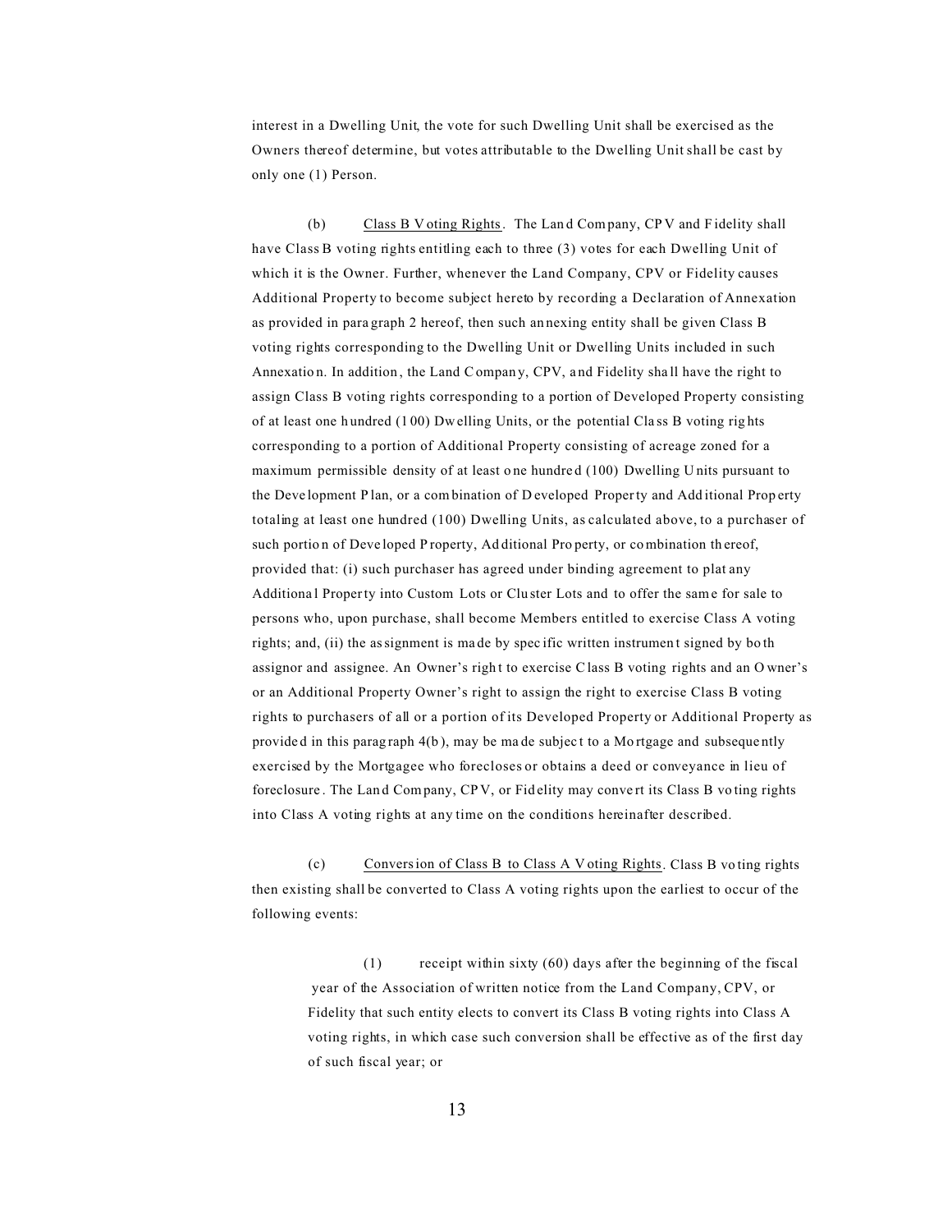interest in a Dwelling Unit, the vote for such Dwelling Unit shall be exercised as the Owners thereof determine, but votes attributable to the Dwelling Unit shall be cast by only one (1) Person.

(b) Class B Voting Rights. The Land Company, CPV and Fidelity shall have Class B voting rights entitling each to three (3) votes for each Dwelling Unit of which it is the Owner. Further, whenever the Land Company, CPV or Fidelity causes Additional Property to become subject hereto by recording a Declaration of Annexation as provided in paragraph 2 hereof, then such annexing entity shall be given Class B voting rights corresponding to the Dwelling Unit or Dwelling Units included in such Annexation. In addition, the Land Company, CPV, and Fidelity shall have the right to assign Class B voting rights corresponding to a portion of Developed Property consisting of at least one hundred (100) Dwelling Units, or the potential Class B voting rights corresponding to a portion of Additional Property consisting of acreage zoned for a maximum permissible density of at least one hundred (100) Dwelling Units pursuant to the Development Plan, or a combination of Developed Property and Additional Property totaling at least one hundred (100) Dwelling Units, as calculated above, to a purchaser of such portion of Developed Property, Additional Property, or combination thereof, provided that: (i) such purchaser has agreed under binding agreement to plat any Additional Property into Custom Lots or Cluster Lots and to offer the same for sale to persons who, upon purchase, shall become Members entitled to exercise Class A voting rights; and, (ii) the assignment is made by specific written instrument signed by both assignor and assignee. An Owner's right to exercise Class B voting rights and an Owner's or an Additional Property Owner's right to assign the right to exercise Class B voting rights to purchasers of all or a portion of its Developed Property or Additional Property as provided in this paragraph 4(b), may be made subject to a Mortgage and subsequently exercised by the Mortgagee who forecloses or obtains a deed or conveyance in lieu of foreclosure. The Land Company, CPV, or Fidelity may convert its Class B voting rights into Class A voting rights at any time on the conditions hereinafter described.

(c) Conversion of Class B to Class A Voting Rights. Class B voting rights then existing shall be converted to Class A voting rights upon the earliest to occur of the following events:

> (1) receipt within sixty (60) days after the beginning of the fiscal year of the Association of written notice from the Land Company, CPV, or Fidelity that such entity elects to convert its Class B voting rights into Class A voting rights, in which case such conversion shall be effective as of the first day of such fiscal year; or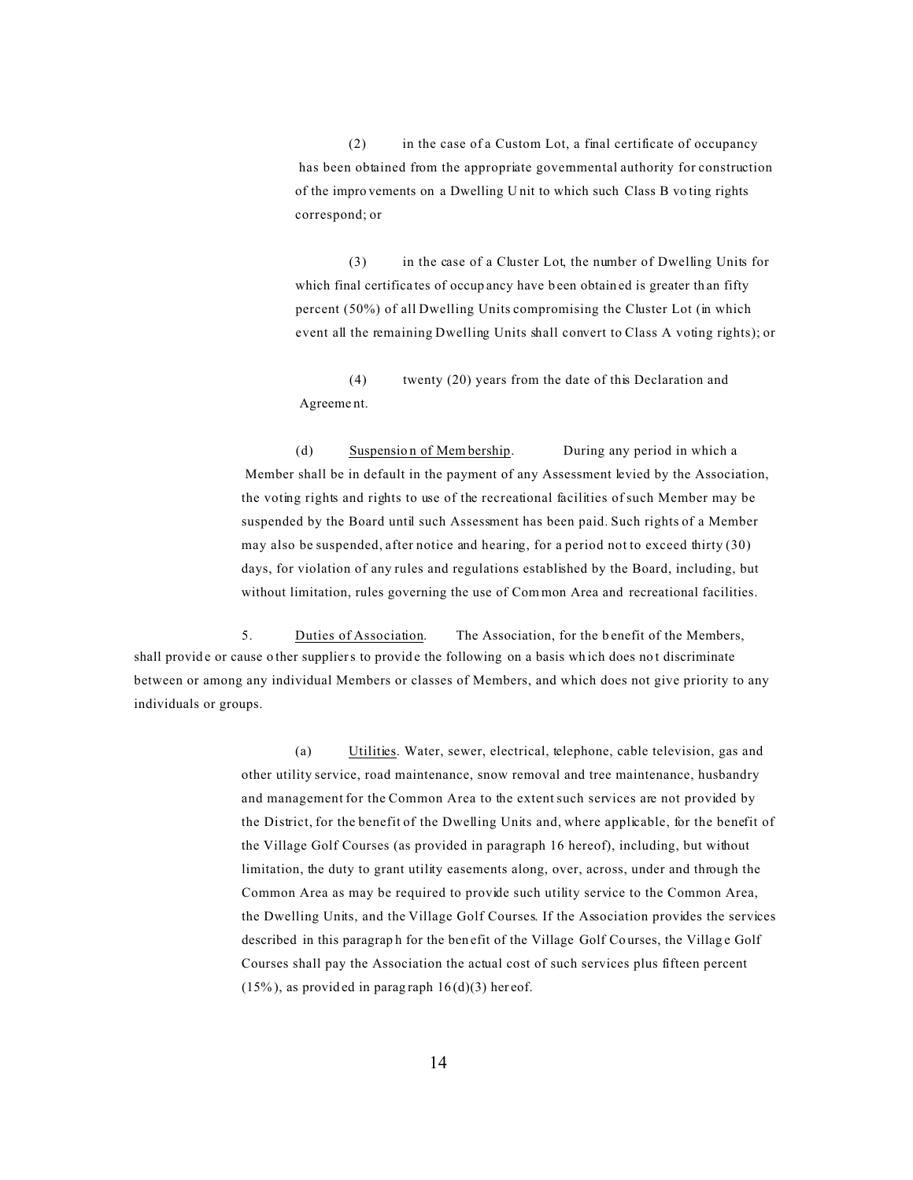(2) in the case of a Custom Lot, a final certificate of occupancy has been obtained from the appropriate governmental authority for construction of the improvements on a Dwelling Unit to which such Class B voting rights correspond; or

(3) in the case of a Cluster Lot, the number of Dwelling Units for which final certificates of occupancy have been obtained is greater than fifty percent (50%) of all Dwelling Units compromising the Cluster Lot (in which event all the remaining Dwelling Units shall convert to Class A voting rights); or

(4) twenty (20) years from the date of this Declaration and Agreement.

(d) <u>Suspension of Membership</u>. During any period in which a Member shall be in default in the payment of any Assessment levied by the Association, the voting rights and rights to use of the recreational facilities of such Member may be suspended by the Board until such Assessment has been paid. Such rights of a Member may also be suspended, after notice and hearing, for a period not to exceed thirty (30) days, for violation of any rules and regulations established by the Board, including, but without limitation, rules governing the use of Common Area and recreational facilities.

5. <u>Duties of Association</u>. The Association, for the benefit of the Members, shall provide or cause other suppliers to provide the following on a basis which does not discriminate between or among any individual Members or classes of Members, and which does not give priority to any individuals or groups.

(a) <u>Utilities</u>. Water, sewer, electrical, telephone, cable television, gas and other utility service, road maintenance, snow removal and tree maintenance, husbandry and management for the Common Area to the extent such services are not provided by the District, for the benefit of the Dwelling Units and, where applicable, for the benefit of the Village Golf Courses (as provided in paragraph 16 hereof), including, but without limitation, the duty to grant utility easements along, over, across, under and through the Common Area as may be required to provide such utility service to the Common Area, the Dwelling Units, and the Village Golf Courses. If the Association provides the services described in this paragraph for the benefit of the Village Golf Courses, the Village Golf Courses shall pay the Association the actual cost of such services plus fifteen percent (15%), as provided in paragraph 16(d)(3) hereof.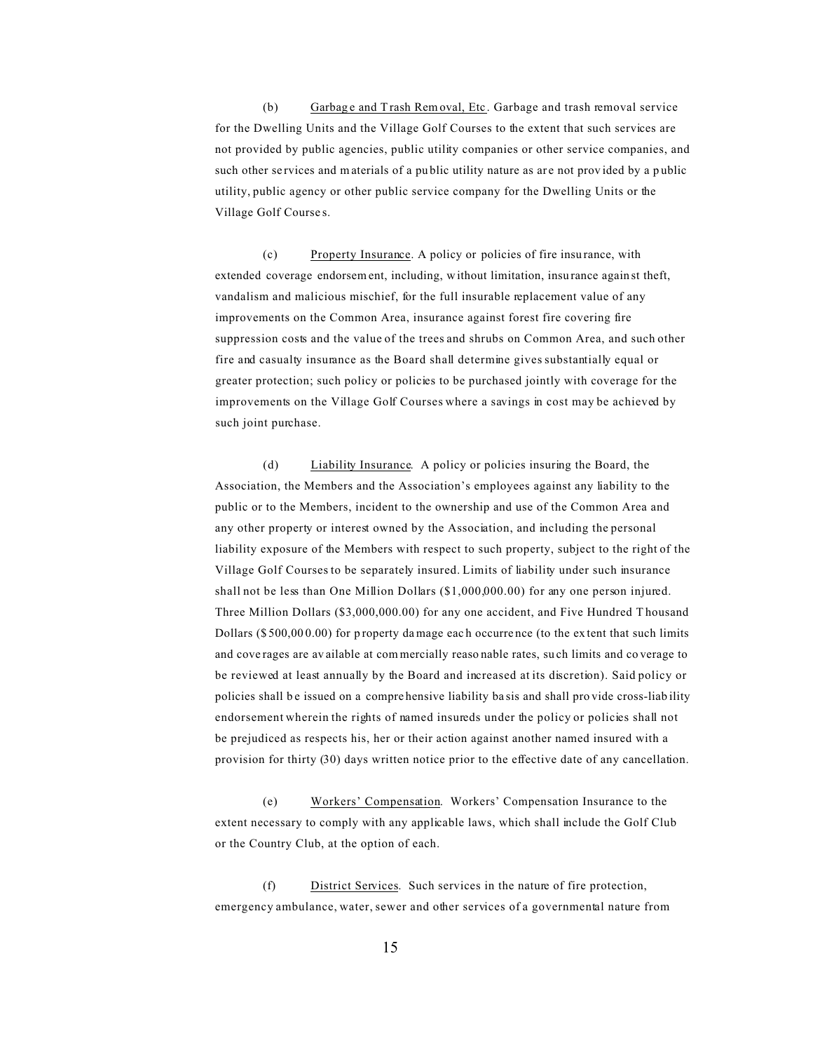(b) Garbage and Trash Removal, Etc. Garbage and trash removal service for the Dwelling Units and the Village Golf Courses to the extent that such services are not provided by public agencies, public utility companies or other service companies, and such other services and materials of a public utility nature as are not provided by a public utility, public agency or other public service company for the Dwelling Units or the Village Golf Courses.

(c) Property Insurance. A policy or policies of fire insurance, with extended coverage endorsement, including, without limitation, insurance against theft, vandalism and malicious mischief, for the full insurable replacement value of any improvements on the Common Area, insurance against forest fire covering fire suppression costs and the value of the trees and shrubs on Common Area, and such other fire and casualty insurance as the Board shall determine gives substantially equal or greater protection; such policy or policies to be purchased jointly with coverage for the improvements on the Village Golf Courses where a savings in cost may be achieved by such joint purchase.

(d) Liability Insurance. A policy or policies insuring the Board, the Association, the Members and the Association's employees against any liability to the public or to the Members, incident to the ownership and use of the Common Area and any other property or interest owned by the Association, and including the personal liability exposure of the Members with respect to such property, subject to the right of the Village Golf Courses to be separately insured. Limits of liability under such insurance shall not be less than One Million Dollars ($1,000,000.00) for any one person injured. Three Million Dollars ($3,000,000.00) for any one accident, and Five Hundred Thousand Dollars ($500,000.00) for property damage each occurrence (to the extent that such limits and coverages are available at commercially reasonable rates, such limits and coverage to be reviewed at least annually by the Board and increased at its discretion). Said policy or policies shall be issued on a comprehensive liability basis and shall provide cross-liability endorsement wherein the rights of named insureds under the policy or policies shall not be prejudiced as respects his, her or their action against another named insured with a provision for thirty (30) days written notice prior to the effective date of any cancellation.

(e) Workers' Compensation. Workers' Compensation Insurance to the extent necessary to comply with any applicable laws, which shall include the Golf Club or the Country Club, at the option of each.

(f) District Services. Such services in the nature of fire protection, emergency ambulance, water, sewer and other services of a governmental nature from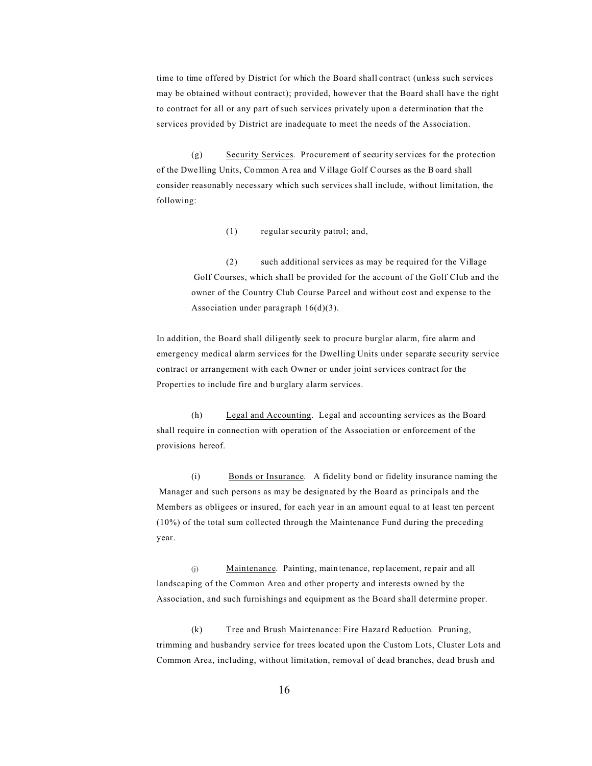time to time offered by District for which the Board shall contract (unless such services may be obtained without contract); provided, however that the Board shall have the right to contract for all or any part of such services privately upon a determination that the services provided by District are inadequate to meet the needs of the Association.

(g) Security Services. Procurement of security services for the protection of the Dwelling Units, Common Area and Village Golf Courses as the Board shall consider reasonably necessary which such services shall include, without limitation, the following:

(1) regular security patrol; and,

(2) such additional services as may be required for the Village Golf Courses, which shall be provided for the account of the Golf Club and the owner of the Country Club Course Parcel and without cost and expense to the Association under paragraph 16(d)(3).

In addition, the Board shall diligently seek to procure burglar alarm, fire alarm and emergency medical alarm services for the Dwelling Units under separate security service contract or arrangement with each Owner or under joint services contract for the Properties to include fire and burglary alarm services.

(h) Legal and Accounting. Legal and accounting services as the Board shall require in connection with operation of the Association or enforcement of the provisions hereof.

(i) Bonds or Insurance. A fidelity bond or fidelity insurance naming the Manager and such persons as may be designated by the Board as principals and the Members as obligees or insured, for each year in an amount equal to at least ten percent (10%) of the total sum collected through the Maintenance Fund during the preceding year.

(j) Maintenance. Painting, maintenance, replacement, repair and all landscaping of the Common Area and other property and interests owned by the Association, and such furnishings and equipment as the Board shall determine proper.

(k) Tree and Brush Maintenance: Fire Hazard Reduction. Pruning, trimming and husbandry service for trees located upon the Custom Lots, Cluster Lots and Common Area, including, without limitation, removal of dead branches, dead brush and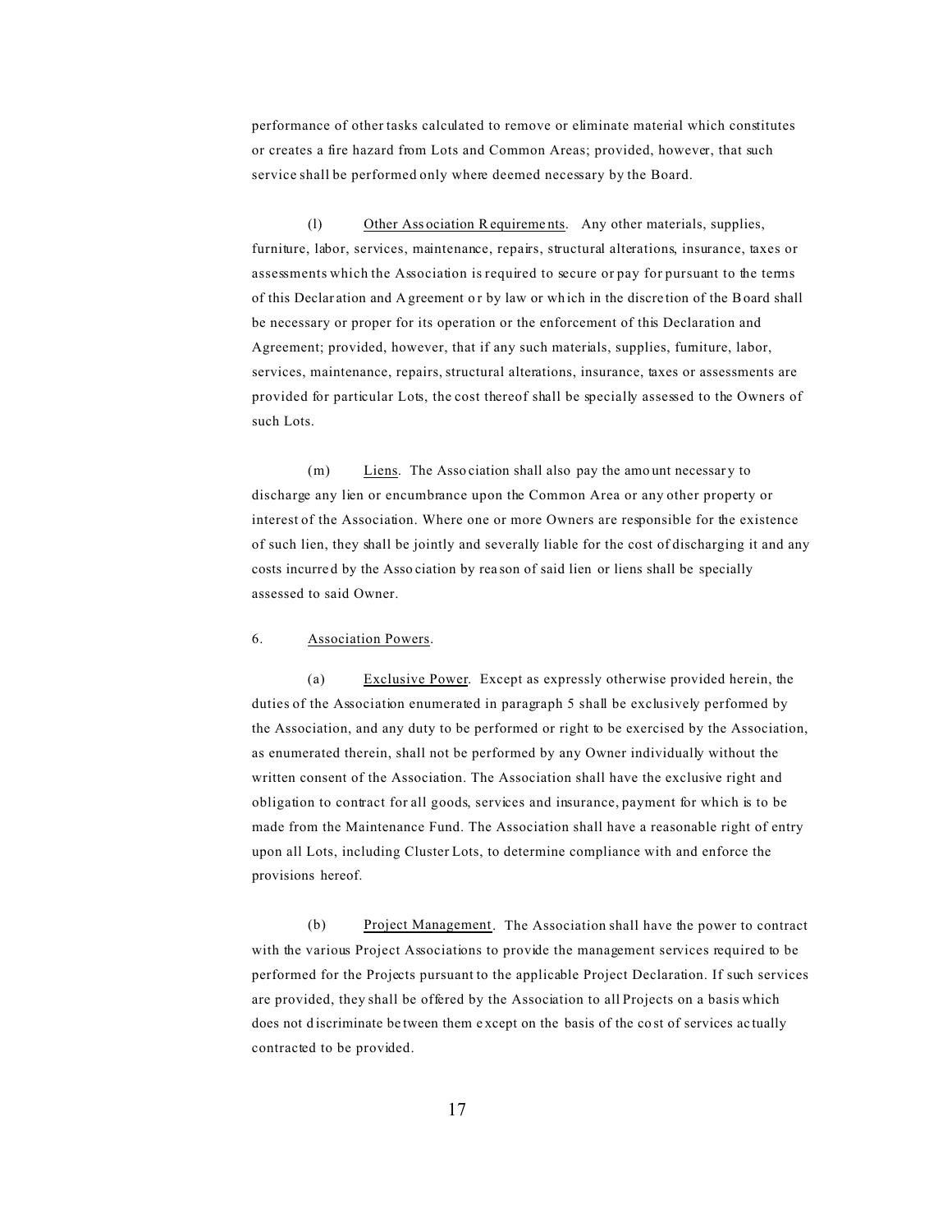performance of other tasks calculated to remove or eliminate material which constitutes or creates a fire hazard from Lots and Common Areas; provided, however, that such service shall be performed only where deemed necessary by the Board.

(l) Other Association Requirements. Any other materials, supplies, furniture, labor, services, maintenance, repairs, structural alterations, insurance, taxes or assessments which the Association is required to secure or pay for pursuant to the terms of this Declaration and Agreement or by law or which in the discretion of the Board shall be necessary or proper for its operation or the enforcement of this Declaration and Agreement; provided, however, that if any such materials, supplies, furniture, labor, services, maintenance, repairs, structural alterations, insurance, taxes or assessments are provided for particular Lots, the cost thereof shall be specially assessed to the Owners of such Lots.

(m) Liens. The Association shall also pay the amount necessary to discharge any lien or encumbrance upon the Common Area or any other property or interest of the Association. Where one or more Owners are responsible for the existence of such lien, they shall be jointly and severally liable for the cost of discharging it and any costs incurred by the Association by reason of said lien or liens shall be specially assessed to said Owner.

6. Association Powers.

(a) Exclusive Power. Except as expressly otherwise provided herein, the duties of the Association enumerated in paragraph 5 shall be exclusively performed by the Association, and any duty to be performed or right to be exercised by the Association, as enumerated therein, shall not be performed by any Owner individually without the written consent of the Association. The Association shall have the exclusive right and obligation to contract for all goods, services and insurance, payment for which is to be made from the Maintenance Fund. The Association shall have a reasonable right of entry upon all Lots, including Cluster Lots, to determine compliance with and enforce the provisions hereof.

(b) Project Management. The Association shall have the power to contract with the various Project Associations to provide the management services required to be performed for the Projects pursuant to the applicable Project Declaration. If such services are provided, they shall be offered by the Association to all Projects on a basis which does not discriminate between them except on the basis of the cost of services actually contracted to be provided.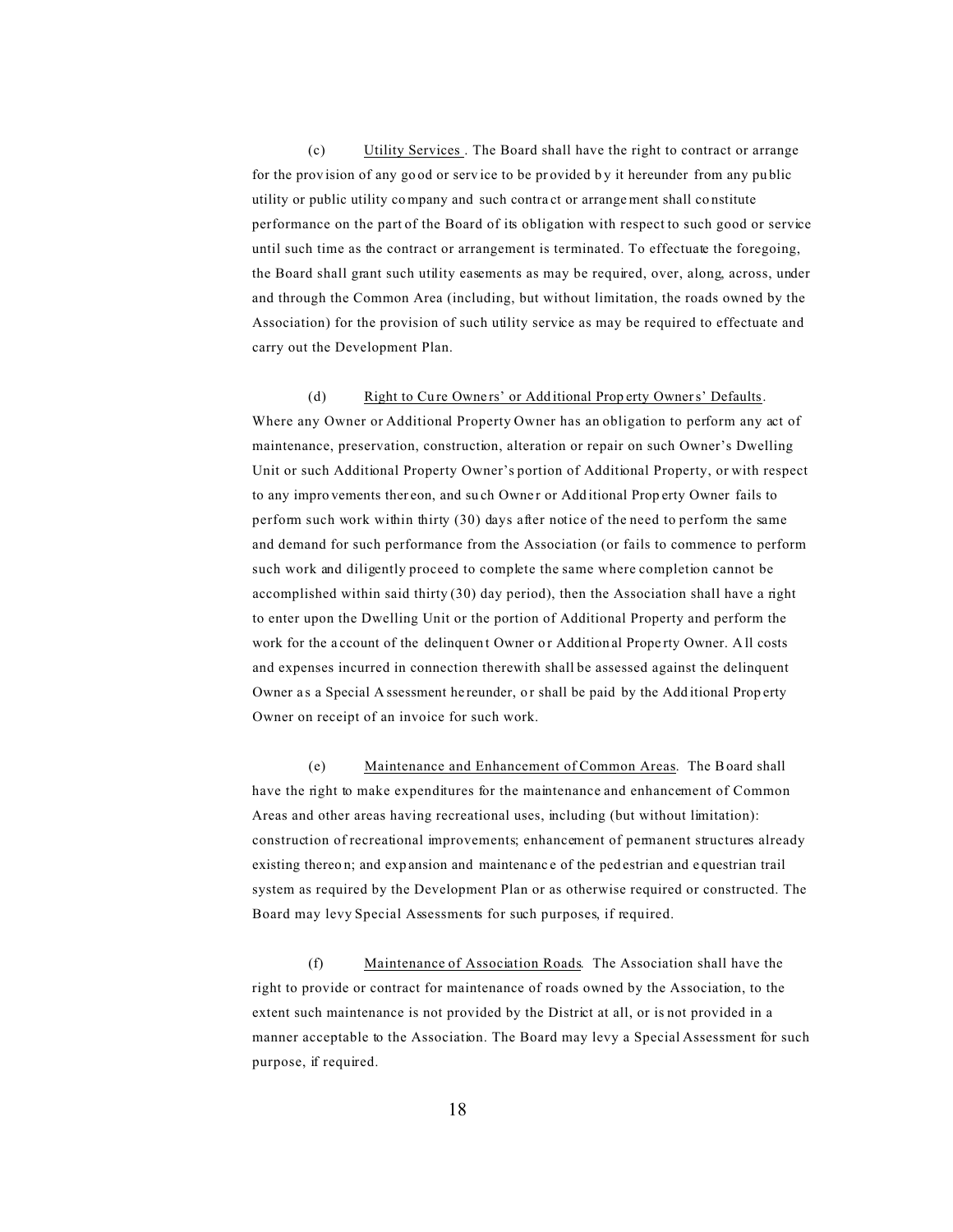(c) Utility Services. The Board shall have the right to contract or arrange for the provision of any good or service to be provided by it hereunder from any public utility or public utility company and such contract or arrangement shall constitute performance on the part of the Board of its obligation with respect to such good or service until such time as the contract or arrangement is terminated. To effectuate the foregoing, the Board shall grant such utility easements as may be required, over, along, across, under and through the Common Area (including, but without limitation, the roads owned by the Association) for the provision of such utility service as may be required to effectuate and carry out the Development Plan.

(d) Right to Cure Owners' or Additional Property Owners' Defaults. Where any Owner or Additional Property Owner has an obligation to perform any act of maintenance, preservation, construction, alteration or repair on such Owner's Dwelling Unit or such Additional Property Owner's portion of Additional Property, or with respect to any improvements thereon, and such Owner or Additional Property Owner fails to perform such work within thirty (30) days after notice of the need to perform the same and demand for such performance from the Association (or fails to commence to perform such work and diligently proceed to complete the same where completion cannot be accomplished within said thirty (30) day period), then the Association shall have a right to enter upon the Dwelling Unit or the portion of Additional Property and perform the work for the account of the delinquent Owner or Additional Property Owner. All costs and expenses incurred in connection therewith shall be assessed against the delinquent Owner as a Special Assessment hereunder, or shall be paid by the Additional Property Owner on receipt of an invoice for such work.

(e) Maintenance and Enhancement of Common Areas. The Board shall have the right to make expenditures for the maintenance and enhancement of Common Areas and other areas having recreational uses, including (but without limitation): construction of recreational improvements; enhancement of permanent structures already existing thereon; and expansion and maintenance of the pedestrian and equestrian trail system as required by the Development Plan or as otherwise required or constructed. The Board may levy Special Assessments for such purposes, if required.

(f) Maintenance of Association Roads. The Association shall have the right to provide or contract for maintenance of roads owned by the Association, to the extent such maintenance is not provided by the District at all, or is not provided in a manner acceptable to the Association. The Board may levy a Special Assessment for such purpose, if required.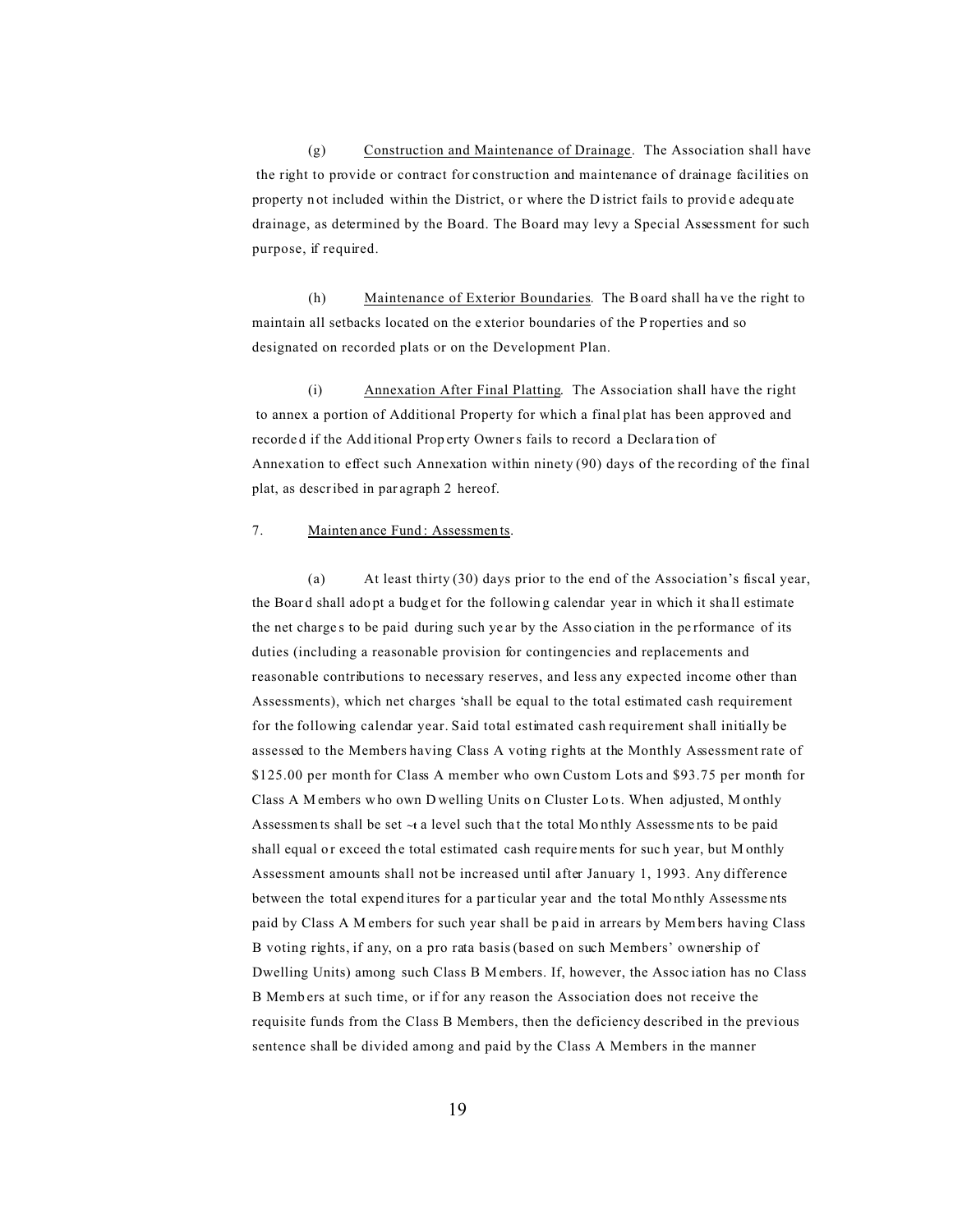(g) Construction and Maintenance of Drainage. The Association shall have the right to provide or contract for construction and maintenance of drainage facilities on property not included within the District, or where the District fails to provide adequate drainage, as determined by the Board. The Board may levy a Special Assessment for such purpose, if required.

(h) Maintenance of Exterior Boundaries. The Board shall have the right to maintain all setbacks located on the exterior boundaries of the Properties and so designated on recorded plats or on the Development Plan.

(i) Annexation After Final Platting. The Association shall have the right to annex a portion of Additional Property for which a final plat has been approved and recorded if the Additional Property Owners fails to record a Declaration of Annexation to effect such Annexation within ninety (90) days of the recording of the final plat, as described in paragraph 2 hereof.

7. Maintenance Fund: Assessments.

(a) At least thirty (30) days prior to the end of the Association's fiscal year, the Board shall adopt a budget for the following calendar year in which it shall estimate the net charges to be paid during such year by the Association in the performance of its duties (including a reasonable provision for contingencies and replacements and reasonable contributions to necessary reserves, and less any expected income other than Assessments), which net charges 'shall be equal to the total estimated cash requirement for the following calendar year. Said total estimated cash requirement shall initially be assessed to the Members having Class A voting rights at the Monthly Assessment rate of $125.00 per month for Class A member who own Custom Lots and $93.75 per month for Class A Members who own Dwelling Units on Cluster Lots. When adjusted, Monthly Assessments shall be set ~t a level such that the total Monthly Assessments to be paid shall equal or exceed the total estimated cash requirements for such year, but Monthly Assessment amounts shall not be increased until after January 1, 1993. Any difference between the total expenditures for a particular year and the total Monthly Assessments paid by Class A Members for such year shall be paid in arrears by Members having Class B voting rights, if any, on a pro rata basis (based on such Members' ownership of Dwelling Units) among such Class B Members. If, however, the Association has no Class B Members at such time, or if for any reason the Association does not receive the requisite funds from the Class B Members, then the deficiency described in the previous sentence shall be divided among and paid by the Class A Members in the manner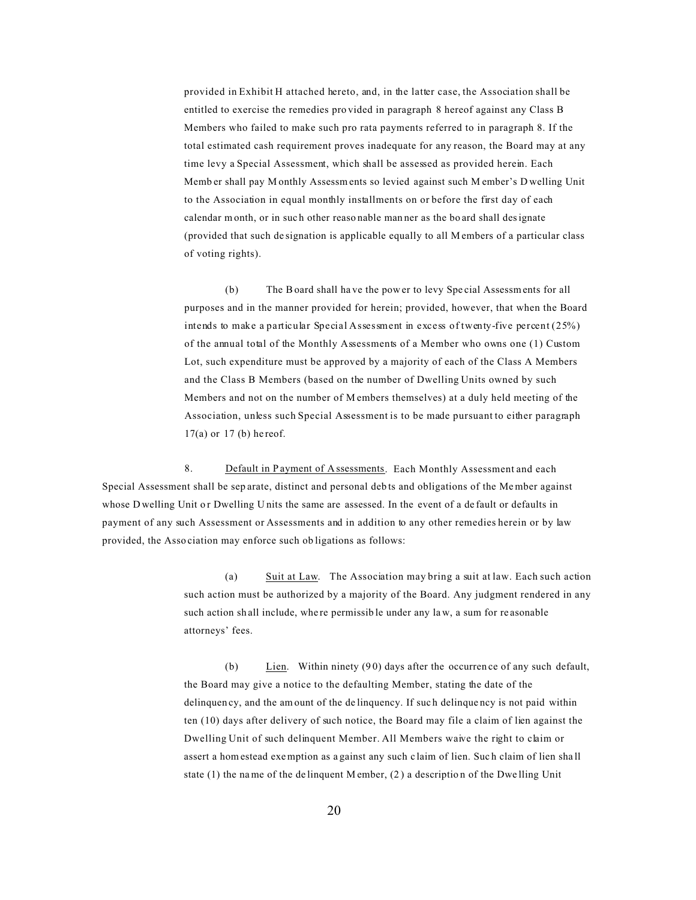provided in Exhibit H attached hereto, and, in the latter case, the Association shall be entitled to exercise the remedies provided in paragraph 8 hereof against any Class B Members who failed to make such pro rata payments referred to in paragraph 8. If the total estimated cash requirement proves inadequate for any reason, the Board may at any time levy a Special Assessment, which shall be assessed as provided herein. Each Member shall pay Monthly Assessments so levied against such Member's Dwelling Unit to the Association in equal monthly installments on or before the first day of each calendar month, or in such other reasonable manner as the board shall designate (provided that such designation is applicable equally to all Members of a particular class of voting rights).

(b) The Board shall have the power to levy Special Assessments for all purposes and in the manner provided for herein; provided, however, that when the Board intends to make a particular Special Assessment in excess of twenty-five percent (25%) of the annual total of the Monthly Assessments of a Member who owns one (1) Custom Lot, such expenditure must be approved by a majority of each of the Class A Members and the Class B Members (based on the number of Dwelling Units owned by such Members and not on the number of Members themselves) at a duly held meeting of the Association, unless such Special Assessment is to be made pursuant to either paragraph 17(a) or 17 (b) hereof.

8. Default in Payment of Assessments. Each Monthly Assessment and each Special Assessment shall be separate, distinct and personal debts and obligations of the Member against whose Dwelling Unit or Dwelling Units the same are assessed. In the event of a default or defaults in payment of any such Assessment or Assessments and in addition to any other remedies herein or by law provided, the Association may enforce such obligations as follows:

(a) Suit at Law. The Association may bring a suit at law. Each such action such action must be authorized by a majority of the Board. Any judgment rendered in any such action shall include, where permissible under any law, a sum for reasonable attorneys' fees.

(b) Lien. Within ninety (90) days after the occurrence of any such default, the Board may give a notice to the defaulting Member, stating the date of the delinquency, and the amount of the delinquency. If such delinquency is not paid within ten (10) days after delivery of such notice, the Board may file a claim of lien against the Dwelling Unit of such delinquent Member. All Members waive the right to claim or assert a homestead exemption as against any such claim of lien. Such claim of lien shall state (1) the name of the delinquent Member, (2) a description of the Dwelling Unit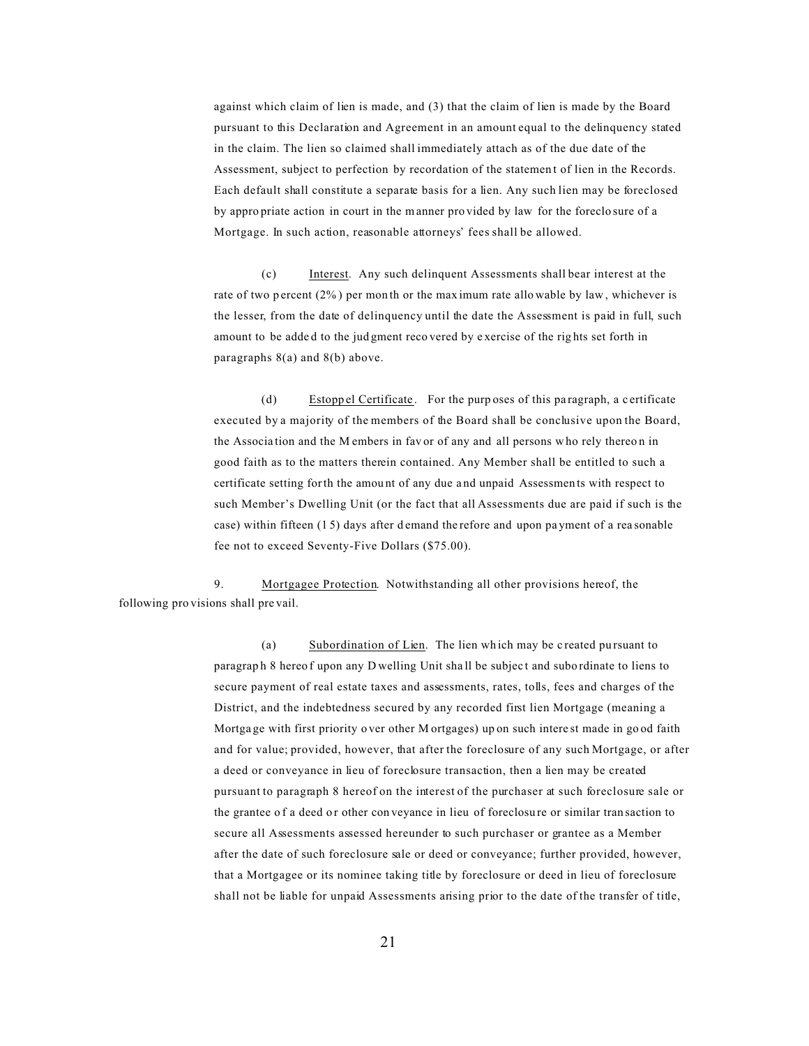against which claim of lien is made, and (3) that the claim of lien is made by the Board pursuant to this Declaration and Agreement in an amount equal to the delinquency stated in the claim. The lien so claimed shall immediately attach as of the due date of the Assessment, subject to perfection by recordation of the statement of lien in the Records. Each default shall constitute a separate basis for a lien. Any such lien may be foreclosed by appropriate action in court in the manner provided by law for the foreclosure of a Mortgage. In such action, reasonable attorneys' fees shall be allowed.

(c) Interest. Any such delinquent Assessments shall bear interest at the rate of two percent (2%) per month or the maximum rate allowable by law, whichever is the lesser, from the date of delinquency until the date the Assessment is paid in full, such amount to be added to the judgment recovered by exercise of the rights set forth in paragraphs 8(a) and 8(b) above.

(d) Estoppel Certificate. For the purposes of this paragraph, a certificate executed by a majority of the members of the Board shall be conclusive upon the Board, the Association and the Members in favor of any and all persons who rely thereon in good faith as to the matters therein contained. Any Member shall be entitled to such a certificate setting forth the amount of any due and unpaid Assessments with respect to such Member's Dwelling Unit (or the fact that all Assessments due are paid if such is the case) within fifteen (15) days after demand therefore and upon payment of a reasonable fee not to exceed Seventy-Five Dollars ($75.00).

9. Mortgagee Protection. Notwithstanding all other provisions hereof, the following provisions shall prevail.

(a) Subordination of Lien. The lien which may be created pursuant to paragraph 8 hereof upon any Dwelling Unit shall be subject and subordinate to liens to secure payment of real estate taxes and assessments, rates, tolls, fees and charges of the District, and the indebtedness secured by any recorded first lien Mortgage (meaning a Mortgage with first priority over other Mortgages) upon such interest made in good faith and for value; provided, however, that after the foreclosure of any such Mortgage, or after a deed or conveyance in lieu of foreclosure transaction, then a lien may be created pursuant to paragraph 8 hereof on the interest of the purchaser at such foreclosure sale or the grantee of a deed or other conveyance in lieu of foreclosure or similar transaction to secure all Assessments assessed hereunder to such purchaser or grantee as a Member after the date of such foreclosure sale or deed or conveyance; further provided, however, that a Mortgagee or its nominee taking title by foreclosure or deed in lieu of foreclosure shall not be liable for unpaid Assessments arising prior to the date of the transfer of title,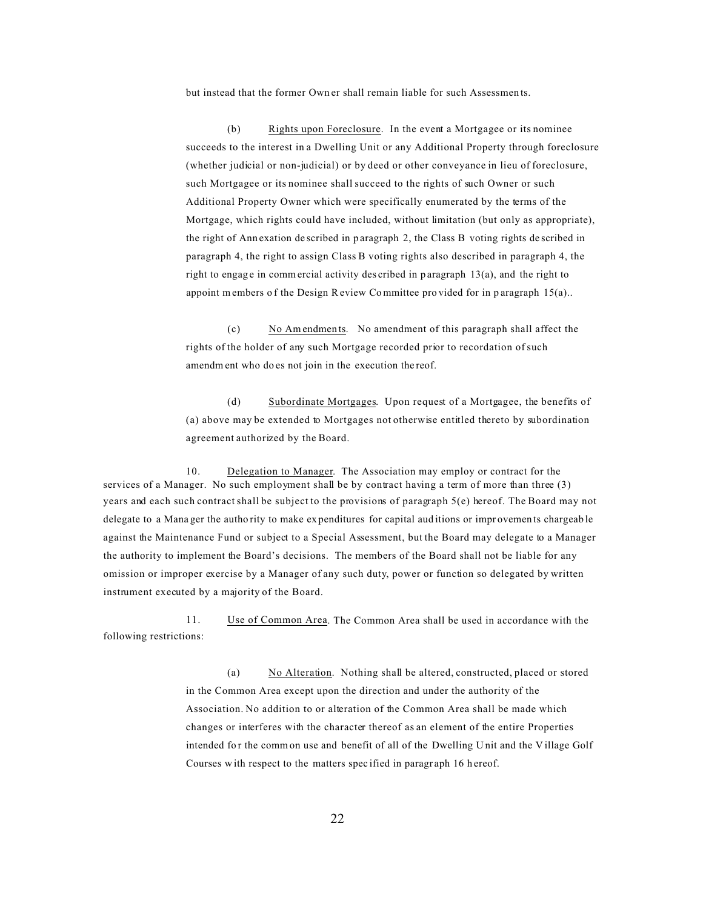but instead that the former Owner shall remain liable for such Assessments.

(b) Rights upon Foreclosure. In the event a Mortgagee or its nominee succeeds to the interest in a Dwelling Unit or any Additional Property through foreclosure (whether judicial or non-judicial) or by deed or other conveyance in lieu of foreclosure, such Mortgagee or its nominee shall succeed to the rights of such Owner or such Additional Property Owner which were specifically enumerated by the terms of the Mortgage, which rights could have included, without limitation (but only as appropriate), the right of Annexation described in paragraph 2, the Class B voting rights described in paragraph 4, the right to assign Class B voting rights also described in paragraph 4, the right to engage in commercial activity described in paragraph 13(a), and the right to appoint members of the Design Review Committee provided for in paragraph 15(a)..

(c) No Amendments. No amendment of this paragraph shall affect the rights of the holder of any such Mortgage recorded prior to recordation of such amendment who does not join in the execution thereof.

(d) Subordinate Mortgages. Upon request of a Mortgagee, the benefits of (a) above may be extended to Mortgages not otherwise entitled thereto by subordination agreement authorized by the Board.

10. Delegation to Manager. The Association may employ or contract for the services of a Manager. No such employment shall be by contract having a term of more than three (3) years and each such contract shall be subject to the provisions of paragraph 5(e) hereof. The Board may not delegate to a Manager the authority to make expenditures for capital auditions or improvements chargeable against the Maintenance Fund or subject to a Special Assessment, but the Board may delegate to a Manager the authority to implement the Board's decisions. The members of the Board shall not be liable for any omission or improper exercise by a Manager of any such duty, power or function so delegated by written instrument executed by a majority of the Board.

11. Use of Common Area. The Common Area shall be used in accordance with the following restrictions:

(a) No Alteration. Nothing shall be altered, constructed, placed or stored in the Common Area except upon the direction and under the authority of the Association. No addition to or alteration of the Common Area shall be made which changes or interferes with the character thereof as an element of the entire Properties intended for the common use and benefit of all of the Dwelling Unit and the Village Golf Courses with respect to the matters specified in paragraph 16 hereof.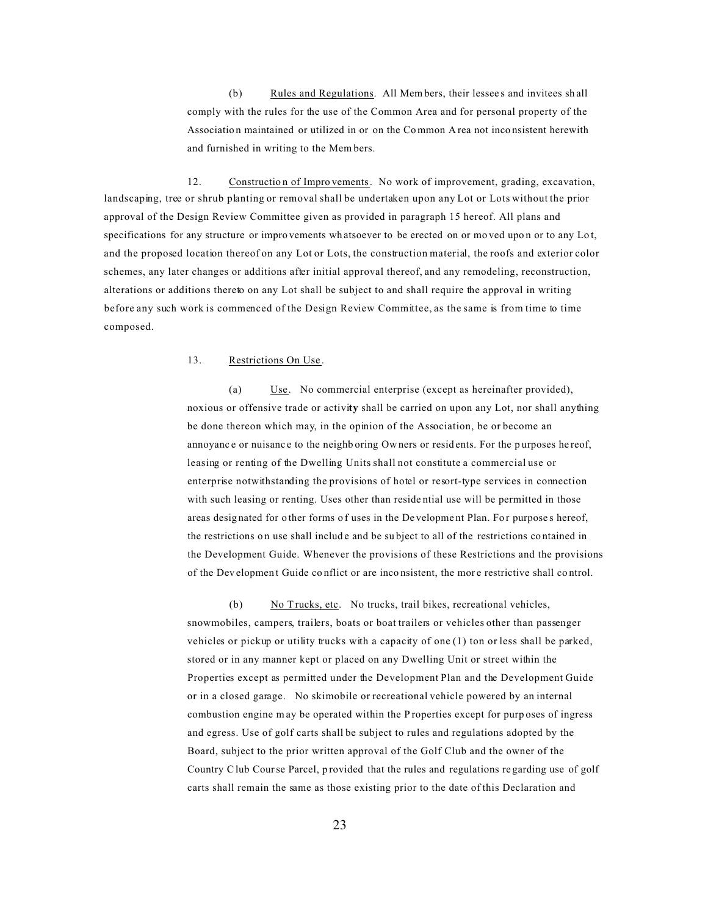(b) Rules and Regulations. All Members, their lessees and invitees shall comply with the rules for the use of the Common Area and for personal property of the Association maintained or utilized in or on the Common Area not inconsistent herewith and furnished in writing to the Members.

12. Construction of Improvements. No work of improvement, grading, excavation, landscaping, tree or shrub planting or removal shall be undertaken upon any Lot or Lots without the prior approval of the Design Review Committee given as provided in paragraph 15 hereof. All plans and specifications for any structure or improvements whatsoever to be erected on or moved upon or to any Lot, and the proposed location thereof on any Lot or Lots, the construction material, the roofs and exterior color schemes, any later changes or additions after initial approval thereof, and any remodeling, reconstruction, alterations or additions thereto on any Lot shall be subject to and shall require the approval in writing before any such work is commenced of the Design Review Committee, as the same is from time to time composed.

13. Restrictions On Use.

(a) Use. No commercial enterprise (except as hereinafter provided), noxious or offensive trade or activity shall be carried on upon any Lot, nor shall anything be done thereon which may, in the opinion of the Association, be or become an annoyance or nuisance to the neighboring Owners or residents. For the purposes hereof, leasing or renting of the Dwelling Units shall not constitute a commercial use or enterprise notwithstanding the provisions of hotel or resort-type services in connection with such leasing or renting. Uses other than residential use will be permitted in those areas designated for other forms of uses in the Development Plan. For purposes hereof, the restrictions on use shall include and be subject to all of the restrictions contained in the Development Guide. Whenever the provisions of these Restrictions and the provisions of the Development Guide conflict or are inconsistent, the more restrictive shall control.

(b) No Trucks, etc. No trucks, trail bikes, recreational vehicles, snowmobiles, campers, trailers, boats or boat trailers or vehicles other than passenger vehicles or pickup or utility trucks with a capacity of one (1) ton or less shall be parked, stored or in any manner kept or placed on any Dwelling Unit or street within the Properties except as permitted under the Development Plan and the Development Guide or in a closed garage. No skimobile or recreational vehicle powered by an internal combustion engine may be operated within the Properties except for purposes of ingress and egress. Use of golf carts shall be subject to rules and regulations adopted by the Board, subject to the prior written approval of the Golf Club and the owner of the Country Club Course Parcel, provided that the rules and regulations regarding use of golf carts shall remain the same as those existing prior to the date of this Declaration and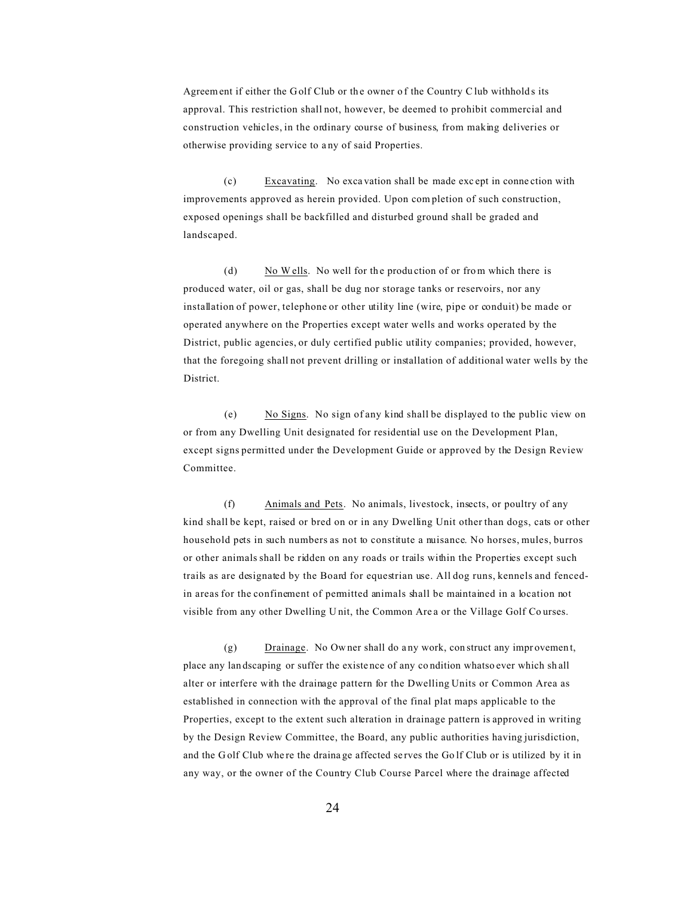Agreement if either the Golf Club or the owner of the Country Club withholds its approval. This restriction shall not, however, be deemed to prohibit commercial and construction vehicles, in the ordinary course of business, from making deliveries or otherwise providing service to any of said Properties.

(c) Excavating. No excavation shall be made except in connection with improvements approved as herein provided. Upon completion of such construction, exposed openings shall be backfilled and disturbed ground shall be graded and landscaped.

(d) No Wells. No well for the production of or from which there is produced water, oil or gas, shall be dug nor storage tanks or reservoirs, nor any installation of power, telephone or other utility line (wire, pipe or conduit) be made or operated anywhere on the Properties except water wells and works operated by the District, public agencies, or duly certified public utility companies; provided, however, that the foregoing shall not prevent drilling or installation of additional water wells by the District.

(e) No Signs. No sign of any kind shall be displayed to the public view on or from any Dwelling Unit designated for residential use on the Development Plan, except signs permitted under the Development Guide or approved by the Design Review Committee.

(f) Animals and Pets. No animals, livestock, insects, or poultry of any kind shall be kept, raised or bred on or in any Dwelling Unit other than dogs, cats or other household pets in such numbers as not to constitute a nuisance. No horses, mules, burros or other animals shall be ridden on any roads or trails within the Properties except such trails as are designated by the Board for equestrian use. All dog runs, kennels and fenced-in areas for the confinement of permitted animals shall be maintained in a location not visible from any other Dwelling Unit, the Common Area or the Village Golf Courses.

(g) Drainage. No Owner shall do any work, construct any improvement, place any landscaping or suffer the existence of any condition whatsoever which shall alter or interfere with the drainage pattern for the Dwelling Units or Common Area as established in connection with the approval of the final plat maps applicable to the Properties, except to the extent such alteration in drainage pattern is approved in writing by the Design Review Committee, the Board, any public authorities having jurisdiction, and the Golf Club where the drainage affected serves the Golf Club or is utilized by it in any way, or the owner of the Country Club Course Parcel where the drainage affected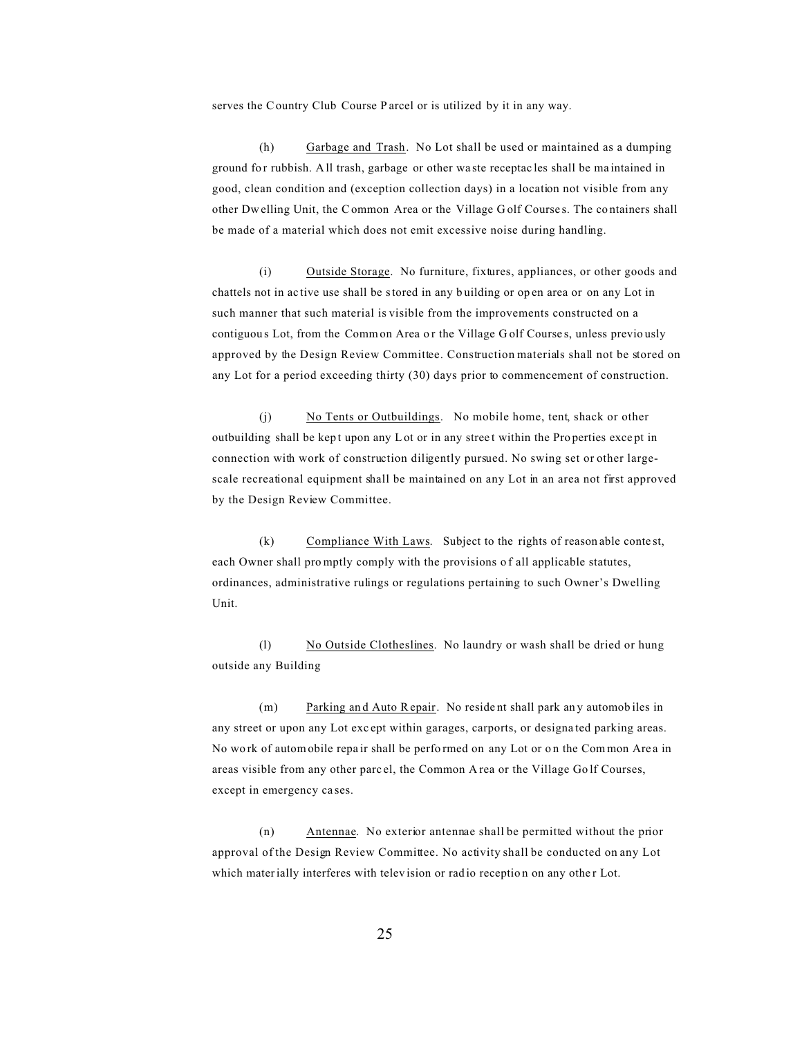serves the Country Club Course Parcel or is utilized by it in any way.

(h) Garbage and Trash. No Lot shall be used or maintained as a dumping ground for rubbish. All trash, garbage or other waste receptacles shall be maintained in good, clean condition and (exception collection days) in a location not visible from any other Dwelling Unit, the Common Area or the Village Golf Courses. The containers shall be made of a material which does not emit excessive noise during handling.

(i) Outside Storage. No furniture, fixtures, appliances, or other goods and chattels not in active use shall be stored in any building or open area or on any Lot in such manner that such material is visible from the improvements constructed on a contiguous Lot, from the Common Area or the Village Golf Courses, unless previously approved by the Design Review Committee. Construction materials shall not be stored on any Lot for a period exceeding thirty (30) days prior to commencement of construction.

(j) No Tents or Outbuildings. No mobile home, tent, shack or other outbuilding shall be kept upon any Lot or in any street within the Properties except in connection with work of construction diligently pursued. No swing set or other large-scale recreational equipment shall be maintained on any Lot in an area not first approved by the Design Review Committee.

(k) Compliance With Laws. Subject to the rights of reasonable contest, each Owner shall promptly comply with the provisions of all applicable statutes, ordinances, administrative rulings or regulations pertaining to such Owner's Dwelling Unit.

(l) No Outside Clotheslines. No laundry or wash shall be dried or hung outside any Building

(m) Parking and Auto Repair. No resident shall park any automobiles in any street or upon any Lot except within garages, carports, or designated parking areas. No work of automobile repair shall be performed on any Lot or on the Common Area in areas visible from any other parcel, the Common Area or the Village Golf Courses, except in emergency cases.

(n) Antennae. No exterior antennae shall be permitted without the prior approval of the Design Review Committee. No activity shall be conducted on any Lot which materially interferes with television or radio reception on any other Lot.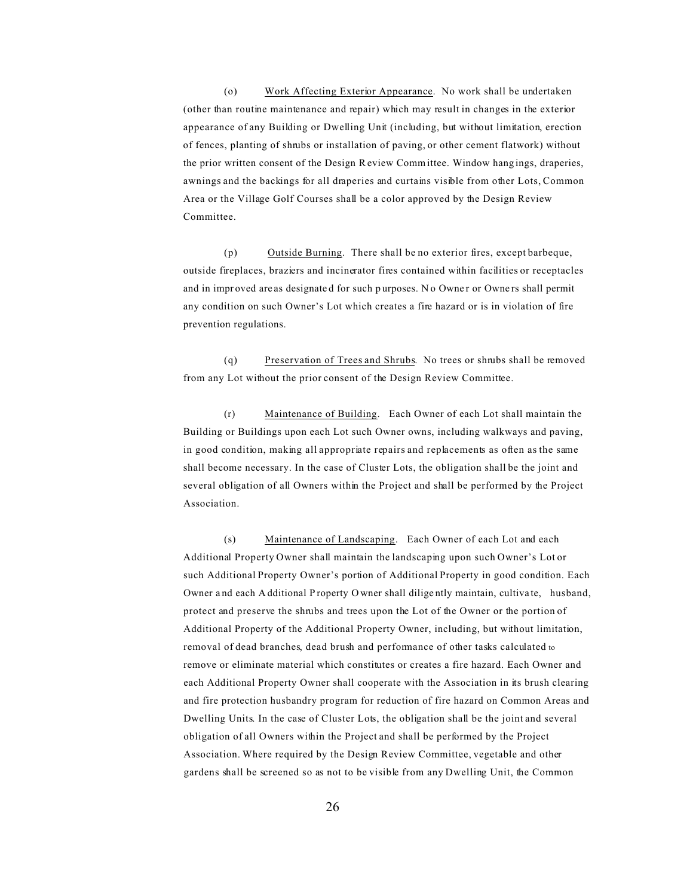(o) Work Affecting Exterior Appearance. No work shall be undertaken (other than routine maintenance and repair) which may result in changes in the exterior appearance of any Building or Dwelling Unit (including, but without limitation, erection of fences, planting of shrubs or installation of paving, or other cement flatwork) without the prior written consent of the Design Review Committee. Window hangings, draperies, awnings and the backings for all draperies and curtains visible from other Lots, Common Area or the Village Golf Courses shall be a color approved by the Design Review Committee.

(p) Outside Burning. There shall be no exterior fires, except barbeque, outside fireplaces, braziers and incinerator fires contained within facilities or receptacles and in improved areas designated for such purposes. No Owner or Owners shall permit any condition on such Owner's Lot which creates a fire hazard or is in violation of fire prevention regulations.

(q) Preservation of Trees and Shrubs. No trees or shrubs shall be removed from any Lot without the prior consent of the Design Review Committee.

(r) Maintenance of Building. Each Owner of each Lot shall maintain the Building or Buildings upon each Lot such Owner owns, including walkways and paving, in good condition, making all appropriate repairs and replacements as often as the same shall become necessary. In the case of Cluster Lots, the obligation shall be the joint and several obligation of all Owners within the Project and shall be performed by the Project Association.

(s) Maintenance of Landscaping. Each Owner of each Lot and each Additional Property Owner shall maintain the landscaping upon such Owner's Lot or such Additional Property Owner's portion of Additional Property in good condition. Each Owner and each Additional Property Owner shall diligently maintain, cultivate, husband, protect and preserve the shrubs and trees upon the Lot of the Owner or the portion of Additional Property of the Additional Property Owner, including, but without limitation, removal of dead branches, dead brush and performance of other tasks calculated to remove or eliminate material which constitutes or creates a fire hazard. Each Owner and each Additional Property Owner shall cooperate with the Association in its brush clearing and fire protection husbandry program for reduction of fire hazard on Common Areas and Dwelling Units. In the case of Cluster Lots, the obligation shall be the joint and several obligation of all Owners within the Project and shall be performed by the Project Association. Where required by the Design Review Committee, vegetable and other gardens shall be screened so as not to be visible from any Dwelling Unit, the Common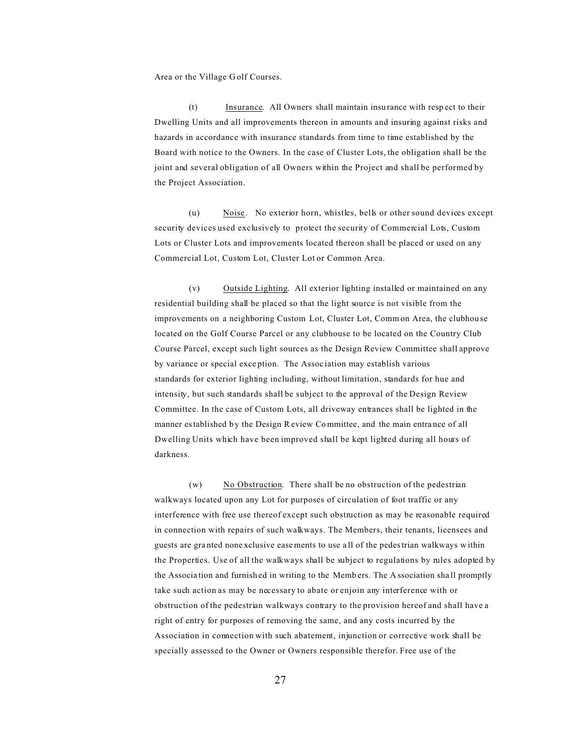Area or the Village Golf Courses.

(t) Insurance. All Owners shall maintain insurance with respect to their Dwelling Units and all improvements thereon in amounts and insuring against risks and hazards in accordance with insurance standards from time to time established by the Board with notice to the Owners. In the case of Cluster Lots, the obligation shall be the joint and several obligation of all Owners within the Project and shall be performed by the Project Association.

(u) Noise. No exterior horn, whistles, bells or other sound devices except security devices used exclusively to protect the security of Commercial Lots, Custom Lots or Cluster Lots and improvements located thereon shall be placed or used on any Commercial Lot, Custom Lot, Cluster Lot or Common Area.

(v) Outside Lighting. All exterior lighting installed or maintained on any residential building shall be placed so that the light source is not visible from the improvements on a neighboring Custom Lot, Cluster Lot, Common Area, the clubhouse located on the Golf Course Parcel or any clubhouse to be located on the Country Club Course Parcel, except such light sources as the Design Review Committee shall approve by variance or special exception. The Association may establish various standards for exterior lighting including, without limitation, standards for hue and intensity, but such standards shall be subject to the approval of the Design Review Committee. In the case of Custom Lots, all driveway entrances shall be lighted in the manner established by the Design Review Committee, and the main entrance of all Dwelling Units which have been improved shall be kept lighted during all hours of darkness.

(w) No Obstruction. There shall be no obstruction of the pedestrian walkways located upon any Lot for purposes of circulation of foot traffic or any interference with free use thereof except such obstruction as may be reasonable required in connection with repairs of such walkways. The Members, their tenants, licensees and guests are granted nonexclusive easements to use all of the pedestrian walkways within the Properties. Use of all the walkways shall be subject to regulations by rules adopted by the Association and furnished in writing to the Members. The Association shall promptly take such action as may be necessary to abate or enjoin any interference with or obstruction of the pedestrian walkways contrary to the provision hereof and shall have a right of entry for purposes of removing the same, and any costs incurred by the Association in connection with such abatement, injunction or corrective work shall be specially assessed to the Owner or Owners responsible therefor. Free use of the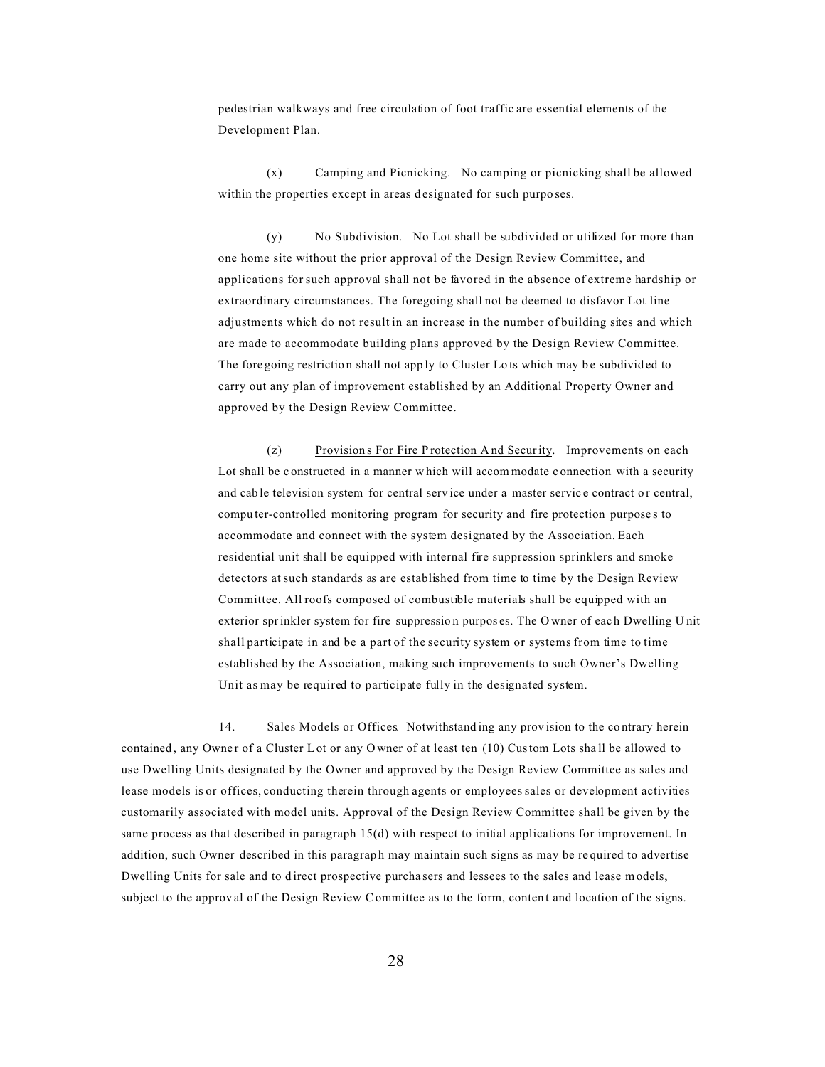pedestrian walkways and free circulation of foot traffic are essential elements of the Development Plan.

(x) Camping and Picnicking. No camping or picnicking shall be allowed within the properties except in areas designated for such purposes.

(y) No Subdivision. No Lot shall be subdivided or utilized for more than one home site without the prior approval of the Design Review Committee, and applications for such approval shall not be favored in the absence of extreme hardship or extraordinary circumstances. The foregoing shall not be deemed to disfavor Lot line adjustments which do not result in an increase in the number of building sites and which are made to accommodate building plans approved by the Design Review Committee. The foregoing restriction shall not apply to Cluster Lots which may be subdivided to carry out any plan of improvement established by an Additional Property Owner and approved by the Design Review Committee.

(z) Provisions For Fire Protection And Security. Improvements on each Lot shall be constructed in a manner which will accommodate connection with a security and cable television system for central service under a master service contract or central, computer-controlled monitoring program for security and fire protection purposes to accommodate and connect with the system designated by the Association. Each residential unit shall be equipped with internal fire suppression sprinklers and smoke detectors at such standards as are established from time to time by the Design Review Committee. All roofs composed of combustible materials shall be equipped with an exterior sprinkler system for fire suppression purposes. The Owner of each Dwelling Unit shall participate in and be a part of the security system or systems from time to time established by the Association, making such improvements to such Owner's Dwelling Unit as may be required to participate fully in the designated system.

14. Sales Models or Offices. Notwithstanding any provision to the contrary herein contained, any Owner of a Cluster Lot or any Owner of at least ten (10) Custom Lots shall be allowed to use Dwelling Units designated by the Owner and approved by the Design Review Committee as sales and lease models is or offices, conducting therein through agents or employees sales or development activities customarily associated with model units. Approval of the Design Review Committee shall be given by the same process as that described in paragraph 15(d) with respect to initial applications for improvement. In addition, such Owner described in this paragraph may maintain such signs as may be required to advertise Dwelling Units for sale and to direct prospective purchasers and lessees to the sales and lease models, subject to the approval of the Design Review Committee as to the form, content and location of the signs.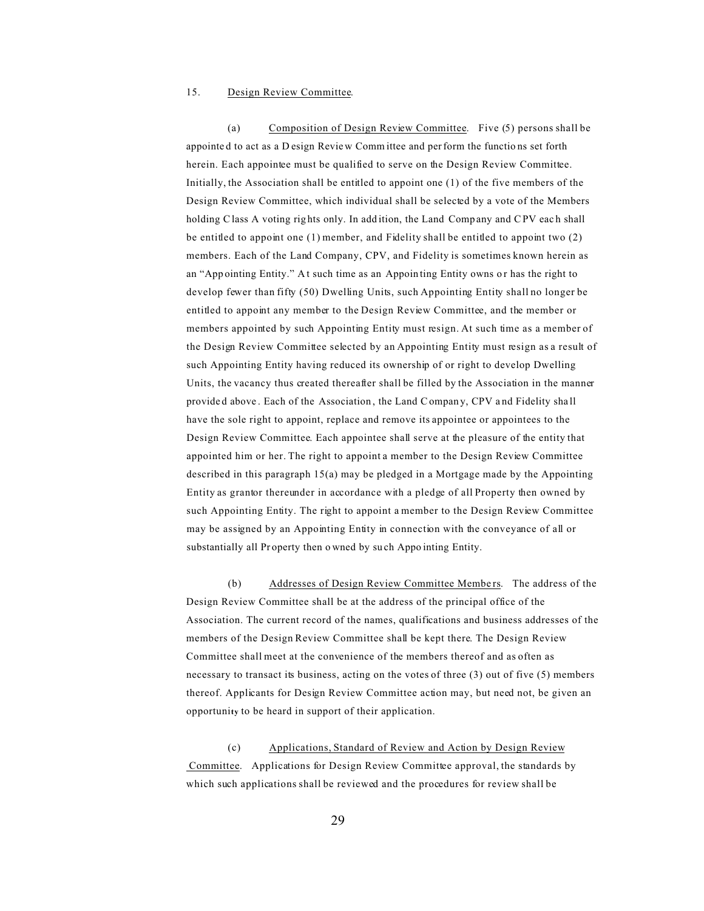15. <u>Design Review Committee</u>.

(a) <u>Composition of Design Review Committee</u>. Five (5) persons shall be appointed to act as a Design Review Committee and perform the functions set forth herein. Each appointee must be qualified to serve on the Design Review Committee. Initially, the Association shall be entitled to appoint one (1) of the five members of the Design Review Committee, which individual shall be selected by a vote of the Members holding Class A voting rights only. In addition, the Land Company and CPV each shall be entitled to appoint one (1) member, and Fidelity shall be entitled to appoint two (2) members. Each of the Land Company, CPV, and Fidelity is sometimes known herein as an "Appointing Entity." At such time as an Appointing Entity owns or has the right to develop fewer than fifty (50) Dwelling Units, such Appointing Entity shall no longer be entitled to appoint any member to the Design Review Committee, and the member or members appointed by such Appointing Entity must resign. At such time as a member of the Design Review Committee selected by an Appointing Entity must resign as a result of such Appointing Entity having reduced its ownership of or right to develop Dwelling Units, the vacancy thus created thereafter shall be filled by the Association in the manner provided above. Each of the Association, the Land Company, CPV and Fidelity shall have the sole right to appoint, replace and remove its appointee or appointees to the Design Review Committee. Each appointee shall serve at the pleasure of the entity that appointed him or her. The right to appoint a member to the Design Review Committee described in this paragraph 15(a) may be pledged in a Mortgage made by the Appointing Entity as grantor thereunder in accordance with a pledge of all Property then owned by such Appointing Entity. The right to appoint a member to the Design Review Committee may be assigned by an Appointing Entity in connection with the conveyance of all or substantially all Property then owned by such Appointing Entity.

(b) <u>Addresses of Design Review Committee Members</u>. The address of the Design Review Committee shall be at the address of the principal office of the Association. The current record of the names, qualifications and business addresses of the members of the Design Review Committee shall be kept there. The Design Review Committee shall meet at the convenience of the members thereof and as often as necessary to transact its business, acting on the votes of three (3) out of five (5) members thereof. Applicants for Design Review Committee action may, but need not, be given an opportunity to be heard in support of their application.

(c) <u>Applications, Standard of Review and Action by Design Review Committee</u>. Applications for Design Review Committee approval, the standards by which such applications shall be reviewed and the procedures for review shall be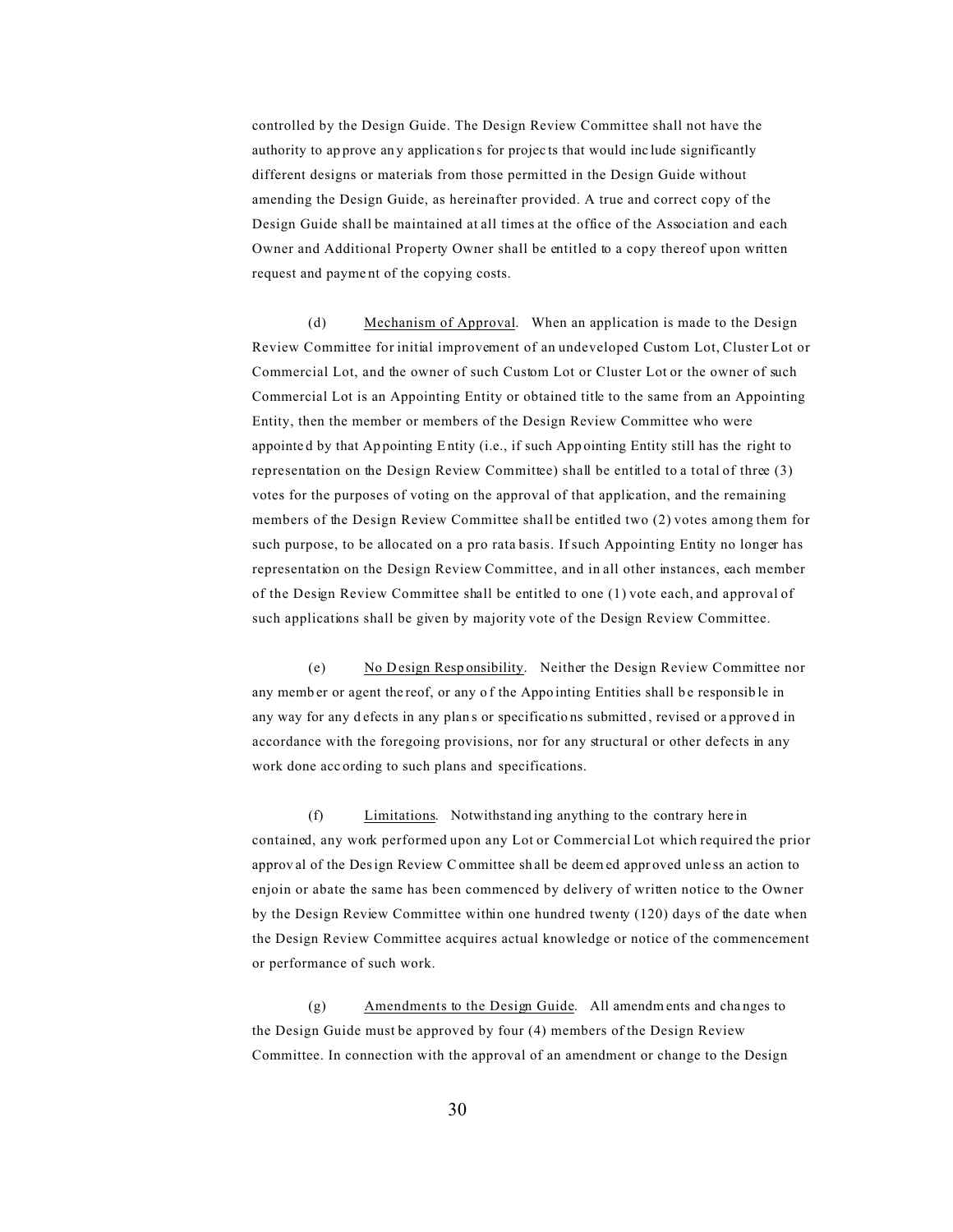controlled by the Design Guide. The Design Review Committee shall not have the authority to approve any applications for projects that would include significantly different designs or materials from those permitted in the Design Guide without amending the Design Guide, as hereinafter provided. A true and correct copy of the Design Guide shall be maintained at all times at the office of the Association and each Owner and Additional Property Owner shall be entitled to a copy thereof upon written request and payment of the copying costs.

(d) Mechanism of Approval. When an application is made to the Design Review Committee for initial improvement of an undeveloped Custom Lot, Cluster Lot or Commercial Lot, and the owner of such Custom Lot or Cluster Lot or the owner of such Commercial Lot is an Appointing Entity or obtained title to the same from an Appointing Entity, then the member or members of the Design Review Committee who were appointed by that Appointing Entity (i.e., if such Appointing Entity still has the right to representation on the Design Review Committee) shall be entitled to a total of three (3) votes for the purposes of voting on the approval of that application, and the remaining members of the Design Review Committee shall be entitled two (2) votes among them for such purpose, to be allocated on a pro rata basis. If such Appointing Entity no longer has representation on the Design Review Committee, and in all other instances, each member of the Design Review Committee shall be entitled to one (1) vote each, and approval of such applications shall be given by majority vote of the Design Review Committee.

(e) No Design Responsibility. Neither the Design Review Committee nor any member or agent thereof, or any of the Appointing Entities shall be responsible in any way for any defects in any plans or specifications submitted, revised or approved in accordance with the foregoing provisions, nor for any structural or other defects in any work done according to such plans and specifications.

(f) Limitations. Notwithstanding anything to the contrary herein contained, any work performed upon any Lot or Commercial Lot which required the prior approval of the Design Review Committee shall be deemed approved unless an action to enjoin or abate the same has been commenced by delivery of written notice to the Owner by the Design Review Committee within one hundred twenty (120) days of the date when the Design Review Committee acquires actual knowledge or notice of the commencement or performance of such work.

(g) Amendments to the Design Guide. All amendments and changes to the Design Guide must be approved by four (4) members of the Design Review Committee. In connection with the approval of an amendment or change to the Design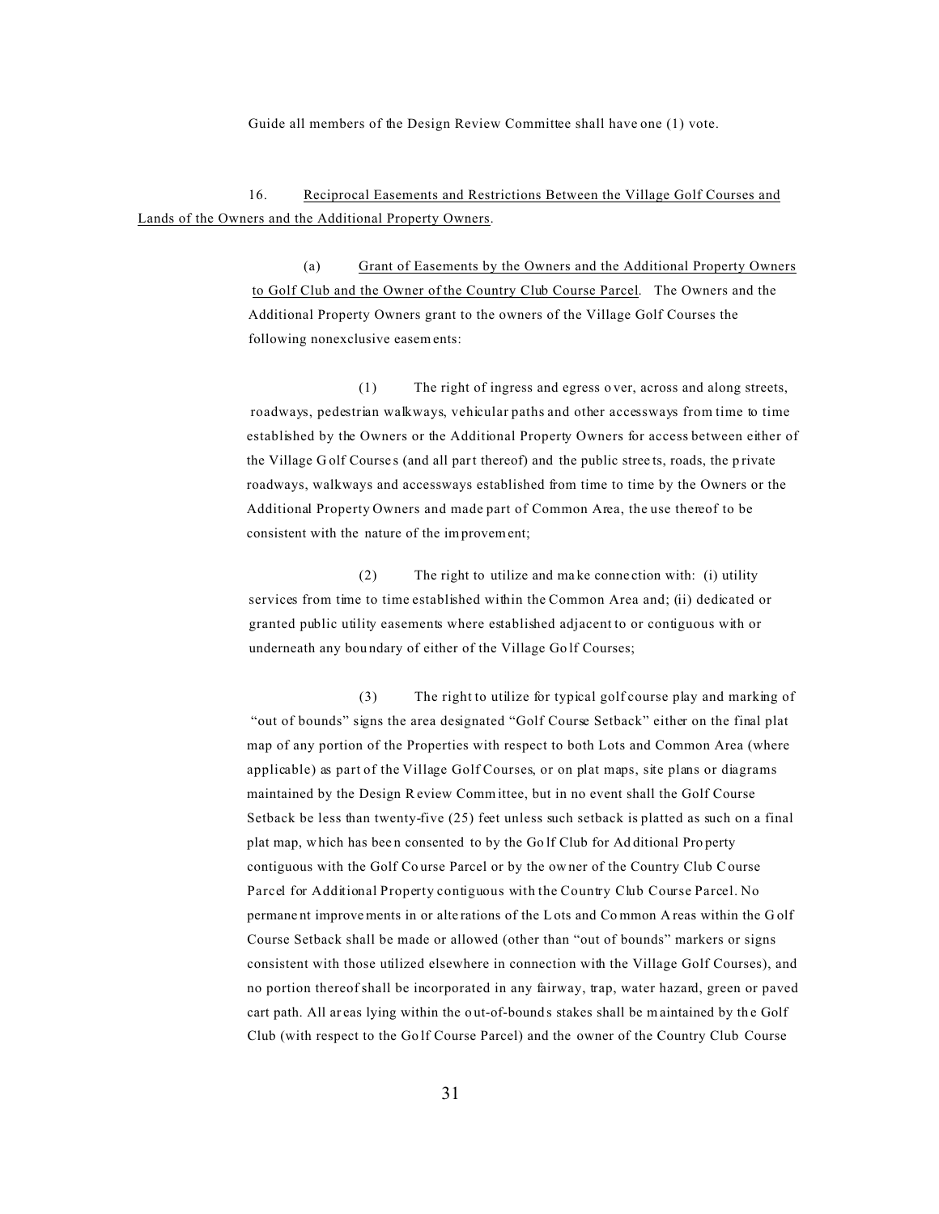Guide all members of the Design Review Committee shall have one (1) vote.

16. Reciprocal Easements and Restrictions Between the Village Golf Courses and Lands of the Owners and the Additional Property Owners.

(a) Grant of Easements by the Owners and the Additional Property Owners to Golf Club and the Owner of the Country Club Course Parcel. The Owners and the Additional Property Owners grant to the owners of the Village Golf Courses the following nonexclusive easements:

(1) The right of ingress and egress over, across and along streets, roadways, pedestrian walkways, vehicular paths and other accessways from time to time established by the Owners or the Additional Property Owners for access between either of the Village Golf Courses (and all part thereof) and the public streets, roads, the private roadways, walkways and accessways established from time to time by the Owners or the Additional Property Owners and made part of Common Area, the use thereof to be consistent with the nature of the improvement;

(2) The right to utilize and make connection with: (i) utility services from time to time established within the Common Area and; (ii) dedicated or granted public utility easements where established adjacent to or contiguous with or underneath any boundary of either of the Village Golf Courses;

(3) The right to utilize for typical golf course play and marking of "out of bounds" signs the area designated "Golf Course Setback" either on the final plat map of any portion of the Properties with respect to both Lots and Common Area (where applicable) as part of the Village Golf Courses, or on plat maps, site plans or diagrams maintained by the Design Review Committee, but in no event shall the Golf Course Setback be less than twenty-five (25) feet unless such setback is platted as such on a final plat map, which has been consented to by the Golf Club for Additional Property contiguous with the Golf Course Parcel or by the owner of the Country Club Course Parcel for Additional Property contiguous with the Country Club Course Parcel. No permanent improvements in or alterations of the Lots and Common Areas within the Golf Course Setback shall be made or allowed (other than "out of bounds" markers or signs consistent with those utilized elsewhere in connection with the Village Golf Courses), and no portion thereof shall be incorporated in any fairway, trap, water hazard, green or paved cart path. All areas lying within the out-of-bounds stakes shall be maintained by the Golf Club (with respect to the Golf Course Parcel) and the owner of the Country Club Course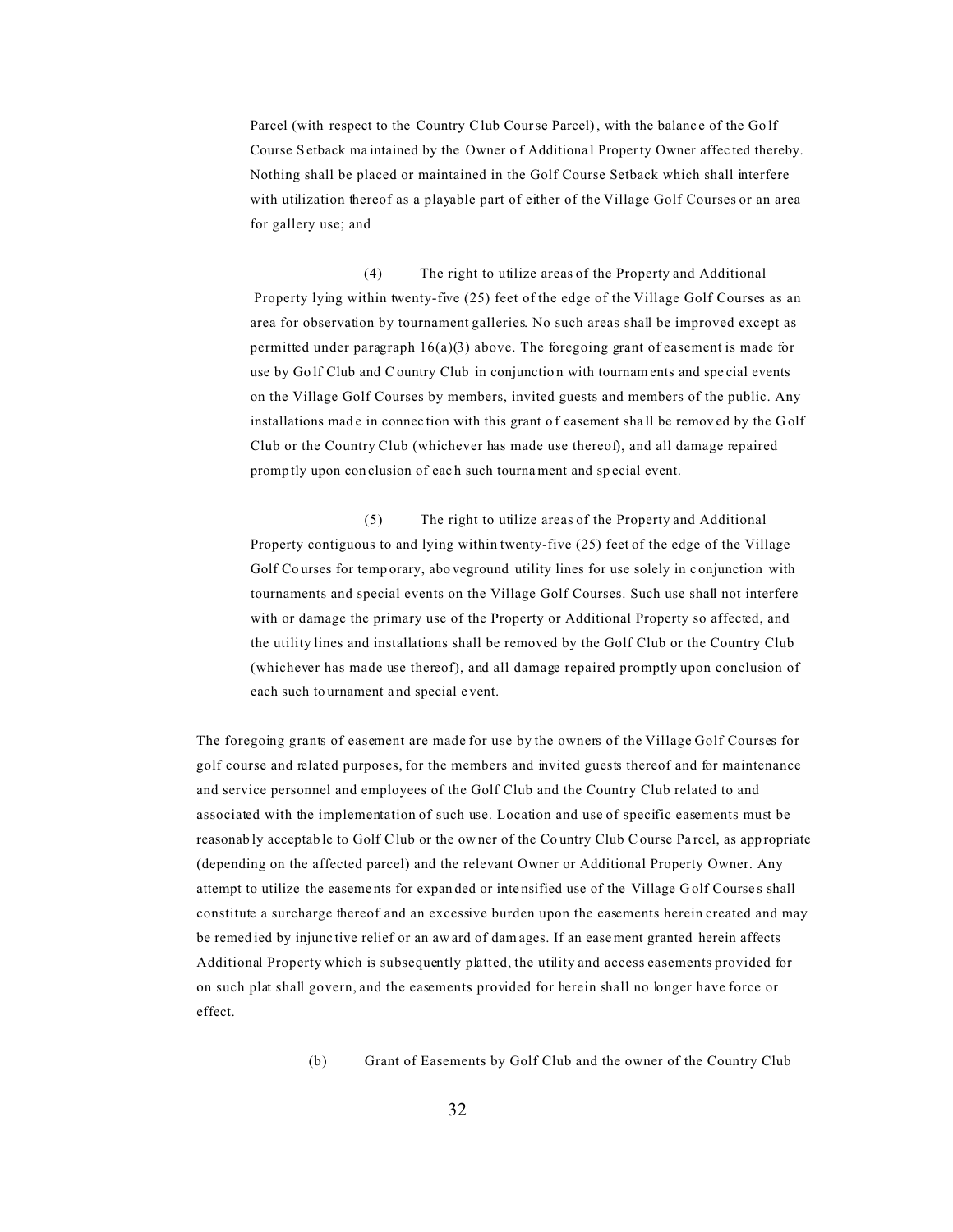Parcel (with respect to the Country Club Course Parcel), with the balance of the Golf Course Setback maintained by the Owner of Additional Property Owner affected thereby. Nothing shall be placed or maintained in the Golf Course Setback which shall interfere with utilization thereof as a playable part of either of the Village Golf Courses or an area for gallery use; and

(4) The right to utilize areas of the Property and Additional Property lying within twenty-five (25) feet of the edge of the Village Golf Courses as an area for observation by tournament galleries. No such areas shall be improved except as permitted under paragraph 16(a)(3) above. The foregoing grant of easement is made for use by Golf Club and Country Club in conjunction with tournaments and special events on the Village Golf Courses by members, invited guests and members of the public. Any installations made in connection with this grant of easement shall be removed by the Golf Club or the Country Club (whichever has made use thereof), and all damage repaired promptly upon conclusion of each such tournament and special event.

(5) The right to utilize areas of the Property and Additional Property contiguous to and lying within twenty-five (25) feet of the edge of the Village Golf Courses for temporary, aboveground utility lines for use solely in conjunction with tournaments and special events on the Village Golf Courses. Such use shall not interfere with or damage the primary use of the Property or Additional Property so affected, and the utility lines and installations shall be removed by the Golf Club or the Country Club (whichever has made use thereof), and all damage repaired promptly upon conclusion of each such tournament and special event.

The foregoing grants of easement are made for use by the owners of the Village Golf Courses for golf course and related purposes, for the members and invited guests thereof and for maintenance and service personnel and employees of the Golf Club and the Country Club related to and associated with the implementation of such use. Location and use of specific easements must be reasonably acceptable to Golf Club or the owner of the Country Club Course Parcel, as appropriate (depending on the affected parcel) and the relevant Owner or Additional Property Owner. Any attempt to utilize the easements for expanded or intensified use of the Village Golf Courses shall constitute a surcharge thereof and an excessive burden upon the easements herein created and may be remedied by injunctive relief or an award of damages. If an easement granted herein affects Additional Property which is subsequently platted, the utility and access easements provided for on such plat shall govern, and the easements provided for herein shall no longer have force or effect.

(b) <u>Grant of Easements by Golf Club and the owner of the Country Club</u>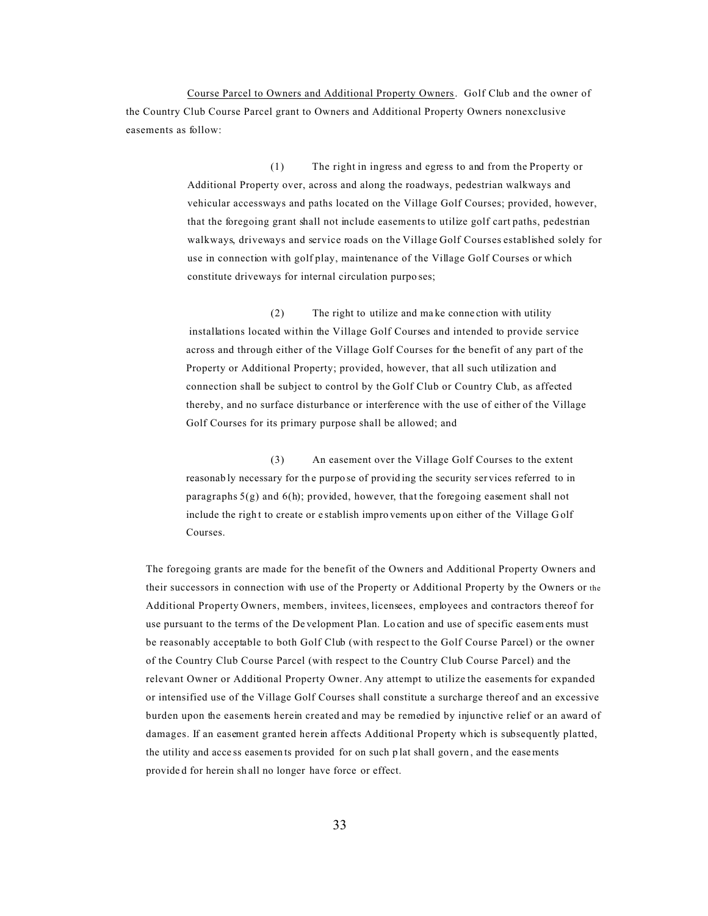Course Parcel to Owners and Additional Property Owners. Golf Club and the owner of the Country Club Course Parcel grant to Owners and Additional Property Owners nonexclusive easements as follow:

> (1) The right in ingress and egress to and from the Property or Additional Property over, across and along the roadways, pedestrian walkways and vehicular accessways and paths located on the Village Golf Courses; provided, however, that the foregoing grant shall not include easements to utilize golf cart paths, pedestrian walkways, driveways and service roads on the Village Golf Courses established solely for use in connection with golf play, maintenance of the Village Golf Courses or which constitute driveways for internal circulation purposes;
>
> (2) The right to utilize and make connection with utility installations located within the Village Golf Courses and intended to provide service across and through either of the Village Golf Courses for the benefit of any part of the Property or Additional Property; provided, however, that all such utilization and connection shall be subject to control by the Golf Club or Country Club, as affected thereby, and no surface disturbance or interference with the use of either of the Village Golf Courses for its primary purpose shall be allowed; and
>
> (3) An easement over the Village Golf Courses to the extent reasonably necessary for the purpose of providing the security services referred to in paragraphs 5(g) and 6(h); provided, however, that the foregoing easement shall not include the right to create or establish improvements upon either of the Village Golf Courses.

The foregoing grants are made for the benefit of the Owners and Additional Property Owners and their successors in connection with use of the Property or Additional Property by the Owners or the Additional Property Owners, members, invitees, licensees, employees and contractors thereof for use pursuant to the terms of the Development Plan. Location and use of specific easements must be reasonably acceptable to both Golf Club (with respect to the Golf Course Parcel) or the owner of the Country Club Course Parcel (with respect to the Country Club Course Parcel) and the relevant Owner or Additional Property Owner. Any attempt to utilize the easements for expanded or intensified use of the Village Golf Courses shall constitute a surcharge thereof and an excessive burden upon the easements herein created and may be remedied by injunctive relief or an award of damages. If an easement granted herein affects Additional Property which is subsequently platted, the utility and access easements provided for on such plat shall govern, and the easements provided for herein shall no longer have force or effect.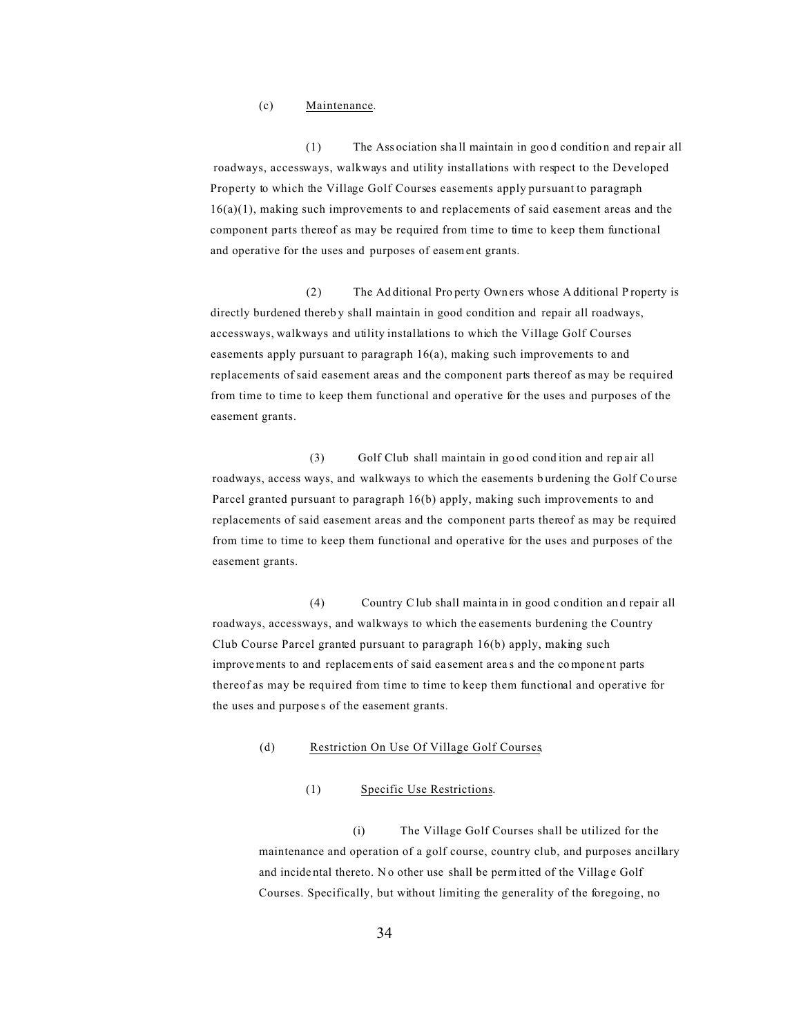(c) Maintenance.

(1) The Association shall maintain in good condition and repair all roadways, accessways, walkways and utility installations with respect to the Developed Property to which the Village Golf Courses easements apply pursuant to paragraph 16(a)(1), making such improvements to and replacements of said easement areas and the component parts thereof as may be required from time to time to keep them functional and operative for the uses and purposes of easement grants.

(2) The Additional Property Owners whose Additional Property is directly burdened thereby shall maintain in good condition and repair all roadways, accessways, walkways and utility installations to which the Village Golf Courses easements apply pursuant to paragraph 16(a), making such improvements to and replacements of said easement areas and the component parts thereof as may be required from time to time to keep them functional and operative for the uses and purposes of the easement grants.

(3) Golf Club shall maintain in good condition and repair all roadways, access ways, and walkways to which the easements burdening the Golf Course Parcel granted pursuant to paragraph 16(b) apply, making such improvements to and replacements of said easement areas and the component parts thereof as may be required from time to time to keep them functional and operative for the uses and purposes of the easement grants.

(4) Country Club shall maintain in good condition and repair all roadways, accessways, and walkways to which the easements burdening the Country Club Course Parcel granted pursuant to paragraph 16(b) apply, making such improvements to and replacements of said easement areas and the component parts thereof as may be required from time to time to keep them functional and operative for the uses and purposes of the easement grants.

(d) Restriction On Use Of Village Golf Courses.

(1) Specific Use Restrictions.

(i) The Village Golf Courses shall be utilized for the maintenance and operation of a golf course, country club, and purposes ancillary and incidental thereto. No other use shall be permitted of the Village Golf Courses. Specifically, but without limiting the generality of the foregoing, no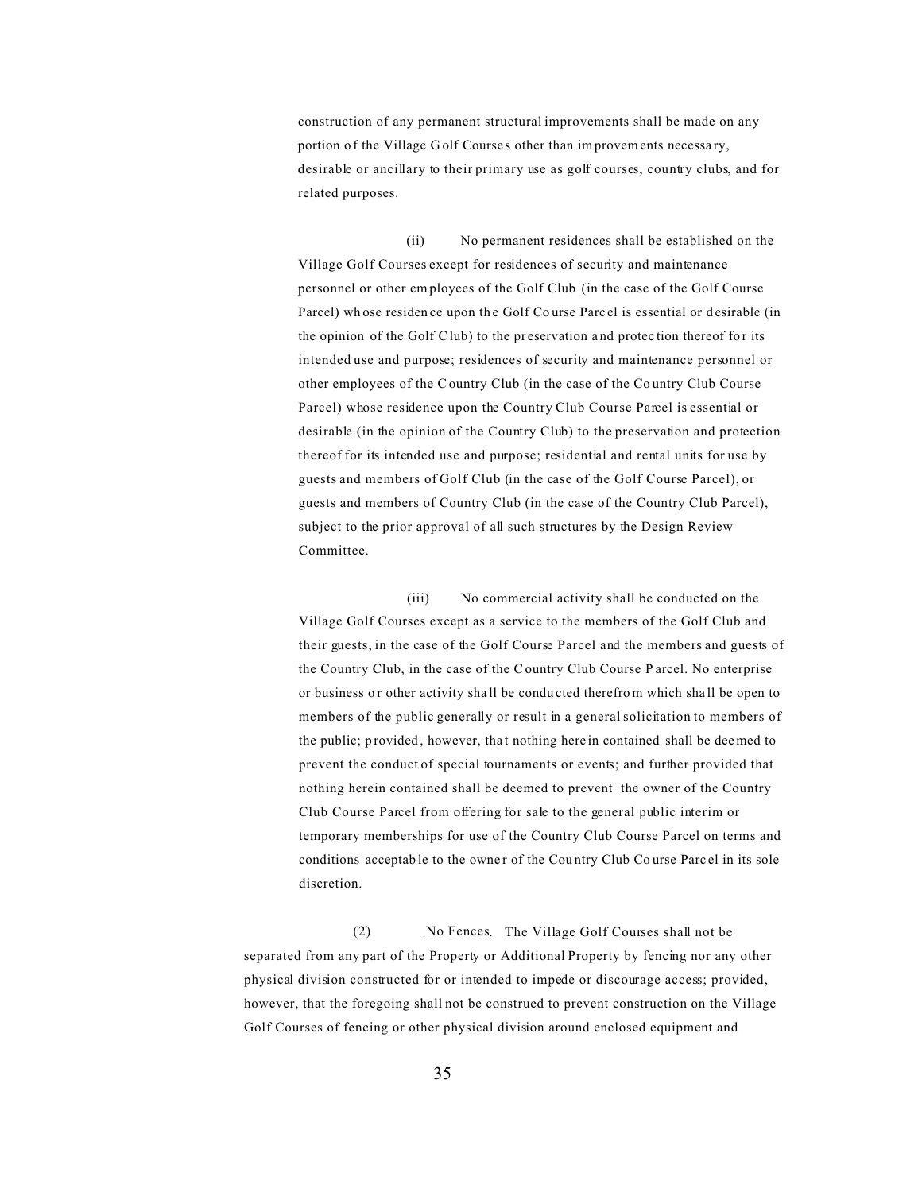construction of any permanent structural improvements shall be made on any portion of the Village Golf Courses other than improvements necessary, desirable or ancillary to their primary use as golf courses, country clubs, and for related purposes.

(ii) No permanent residences shall be established on the Village Golf Courses except for residences of security and maintenance personnel or other employees of the Golf Club (in the case of the Golf Course Parcel) whose residence upon the Golf Course Parcel is essential or desirable (in the opinion of the Golf Club) to the preservation and protection thereof for its intended use and purpose; residences of security and maintenance personnel or other employees of the Country Club (in the case of the Country Club Course Parcel) whose residence upon the Country Club Course Parcel is essential or desirable (in the opinion of the Country Club) to the preservation and protection thereof for its intended use and purpose; residential and rental units for use by guests and members of Golf Club (in the case of the Golf Course Parcel), or guests and members of Country Club (in the case of the Country Club Parcel), subject to the prior approval of all such structures by the Design Review Committee.

(iii) No commercial activity shall be conducted on the Village Golf Courses except as a service to the members of the Golf Club and their guests, in the case of the Golf Course Parcel and the members and guests of the Country Club, in the case of the Country Club Course Parcel. No enterprise or business or other activity shall be conducted therefrom which shall be open to members of the public generally or result in a general solicitation to members of the public; provided, however, that nothing herein contained shall be deemed to prevent the conduct of special tournaments or events; and further provided that nothing herein contained shall be deemed to prevent the owner of the Country Club Course Parcel from offering for sale to the general public interim or temporary memberships for use of the Country Club Course Parcel on terms and conditions acceptable to the owner of the Country Club Course Parcel in its sole discretion.

(2) No Fences. The Village Golf Courses shall not be separated from any part of the Property or Additional Property by fencing nor any other physical division constructed for or intended to impede or discourage access; provided, however, that the foregoing shall not be construed to prevent construction on the Village Golf Courses of fencing or other physical division around enclosed equipment and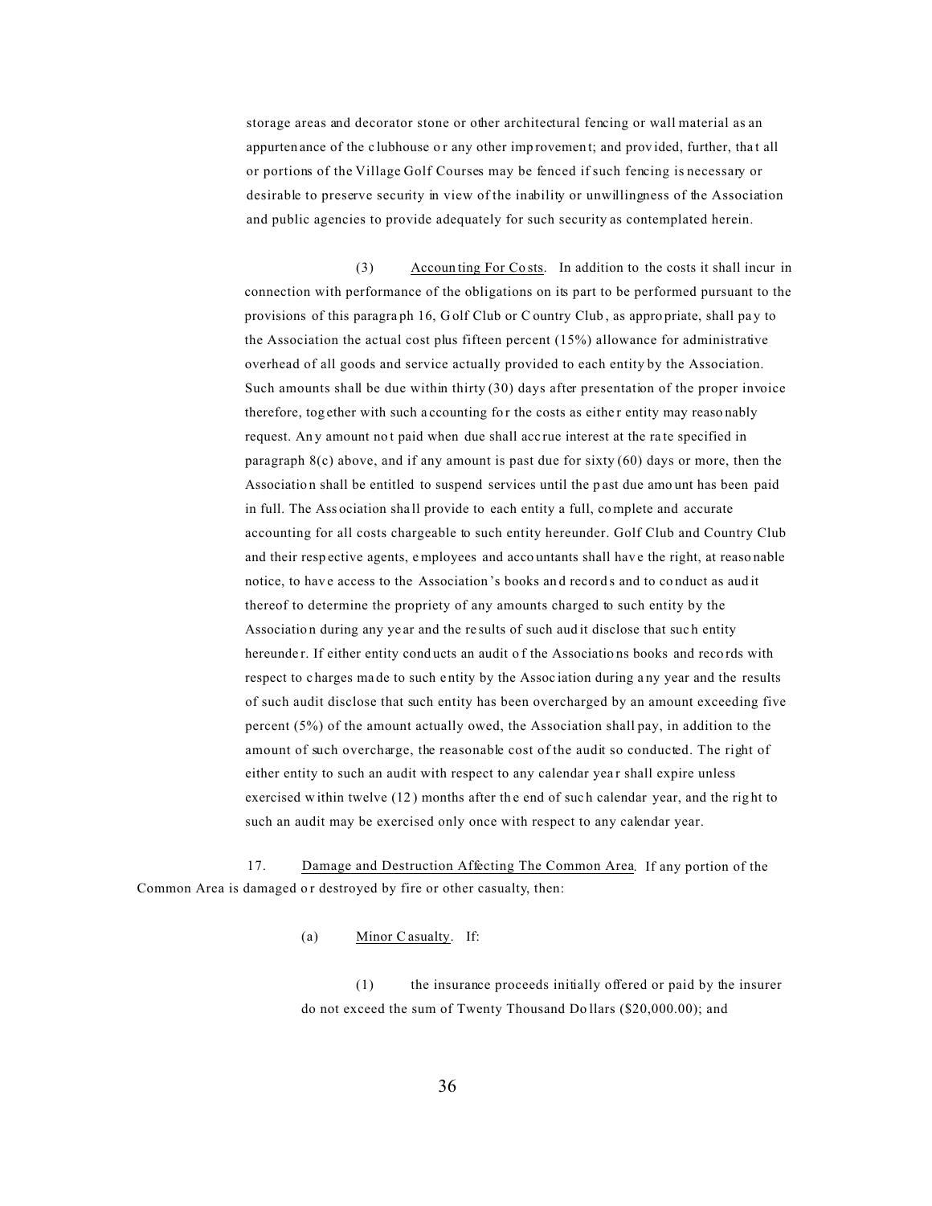storage areas and decorator stone or other architectural fencing or wall material as an appurtenance of the clubhouse or any other improvement; and provided, further, that all or portions of the Village Golf Courses may be fenced if such fencing is necessary or desirable to preserve security in view of the inability or unwillingness of the Association and public agencies to provide adequately for such security as contemplated herein.

(3) Accounting For Costs. In addition to the costs it shall incur in connection with performance of the obligations on its part to be performed pursuant to the provisions of this paragraph 16, Golf Club or Country Club, as appropriate, shall pay to the Association the actual cost plus fifteen percent (15%) allowance for administrative overhead of all goods and service actually provided to each entity by the Association. Such amounts shall be due within thirty (30) days after presentation of the proper invoice therefore, together with such accounting for the costs as either entity may reasonably request. Any amount not paid when due shall accrue interest at the rate specified in paragraph 8(c) above, and if any amount is past due for sixty (60) days or more, then the Association shall be entitled to suspend services until the past due amount has been paid in full. The Association shall provide to each entity a full, complete and accurate accounting for all costs chargeable to such entity hereunder. Golf Club and Country Club and their respective agents, employees and accountants shall have the right, at reasonable notice, to have access to the Association's books and records and to conduct as audit thereof to determine the propriety of any amounts charged to such entity by the Association during any year and the results of such audit disclose that such entity hereunder. If either entity conducts an audit of the Associations books and records with respect to charges made to such entity by the Association during any year and the results of such audit disclose that such entity has been overcharged by an amount exceeding five percent (5%) of the amount actually owed, the Association shall pay, in addition to the amount of such overcharge, the reasonable cost of the audit so conducted. The right of either entity to such an audit with respect to any calendar year shall expire unless exercised within twelve (12) months after the end of such calendar year, and the right to such an audit may be exercised only once with respect to any calendar year.

17. Damage and Destruction Affecting The Common Area. If any portion of the Common Area is damaged or destroyed by fire or other casualty, then:

(a) Minor Casualty. If:

(1) the insurance proceeds initially offered or paid by the insurer do not exceed the sum of Twenty Thousand Dollars ($20,000.00); and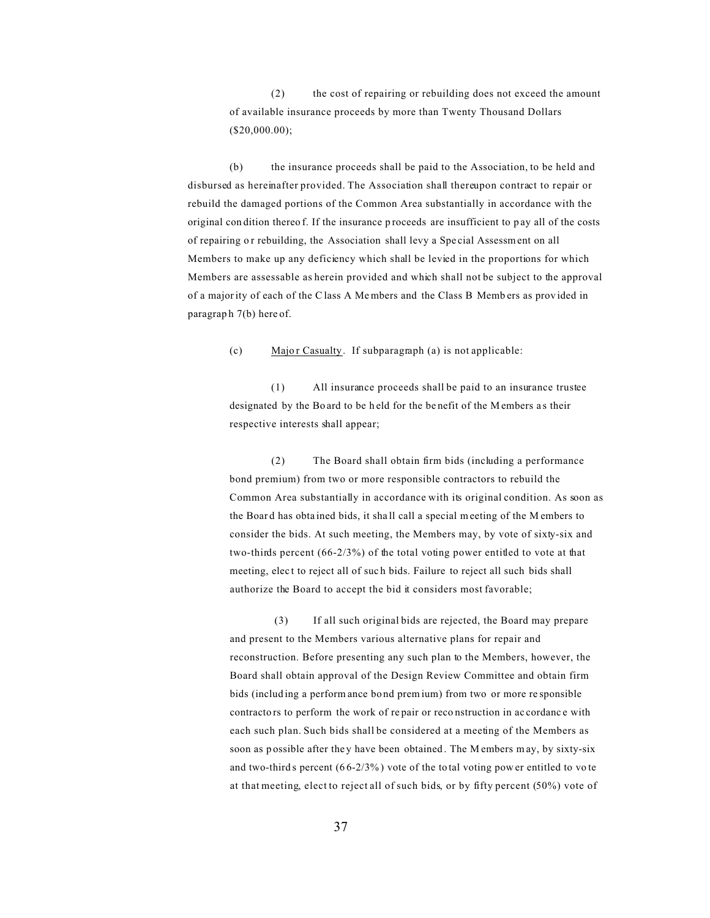(2) the cost of repairing or rebuilding does not exceed the amount of available insurance proceeds by more than Twenty Thousand Dollars ($20,000.00);

(b) the insurance proceeds shall be paid to the Association, to be held and disbursed as hereinafter provided. The Association shall thereupon contract to repair or rebuild the damaged portions of the Common Area substantially in accordance with the original condition thereof. If the insurance proceeds are insufficient to pay all of the costs of repairing or rebuilding, the Association shall levy a Special Assessment on all Members to make up any deficiency which shall be levied in the proportions for which Members are assessable as herein provided and which shall not be subject to the approval of a majority of each of the Class A Members and the Class B Members as provided in paragraph 7(b) hereof.

(c) Major Casualty. If subparagraph (a) is not applicable:

(1) All insurance proceeds shall be paid to an insurance trustee designated by the Board to be held for the benefit of the Members as their respective interests shall appear;

(2) The Board shall obtain firm bids (including a performance bond premium) from two or more responsible contractors to rebuild the Common Area substantially in accordance with its original condition. As soon as the Board has obtained bids, it shall call a special meeting of the Members to consider the bids. At such meeting, the Members may, by vote of sixty-six and two-thirds percent (66-2/3%) of the total voting power entitled to vote at that meeting, elect to reject all of such bids. Failure to reject all such bids shall authorize the Board to accept the bid it considers most favorable;

(3) If all such original bids are rejected, the Board may prepare and present to the Members various alternative plans for repair and reconstruction. Before presenting any such plan to the Members, however, the Board shall obtain approval of the Design Review Committee and obtain firm bids (including a performance bond premium) from two or more responsible contractors to perform the work of repair or reconstruction in accordance with each such plan. Such bids shall be considered at a meeting of the Members as soon as possible after they have been obtained. The Members may, by sixty-six and two-thirds percent (66-2/3%) vote of the total voting power entitled to vote at that meeting, elect to reject all of such bids, or by fifty percent (50%) vote of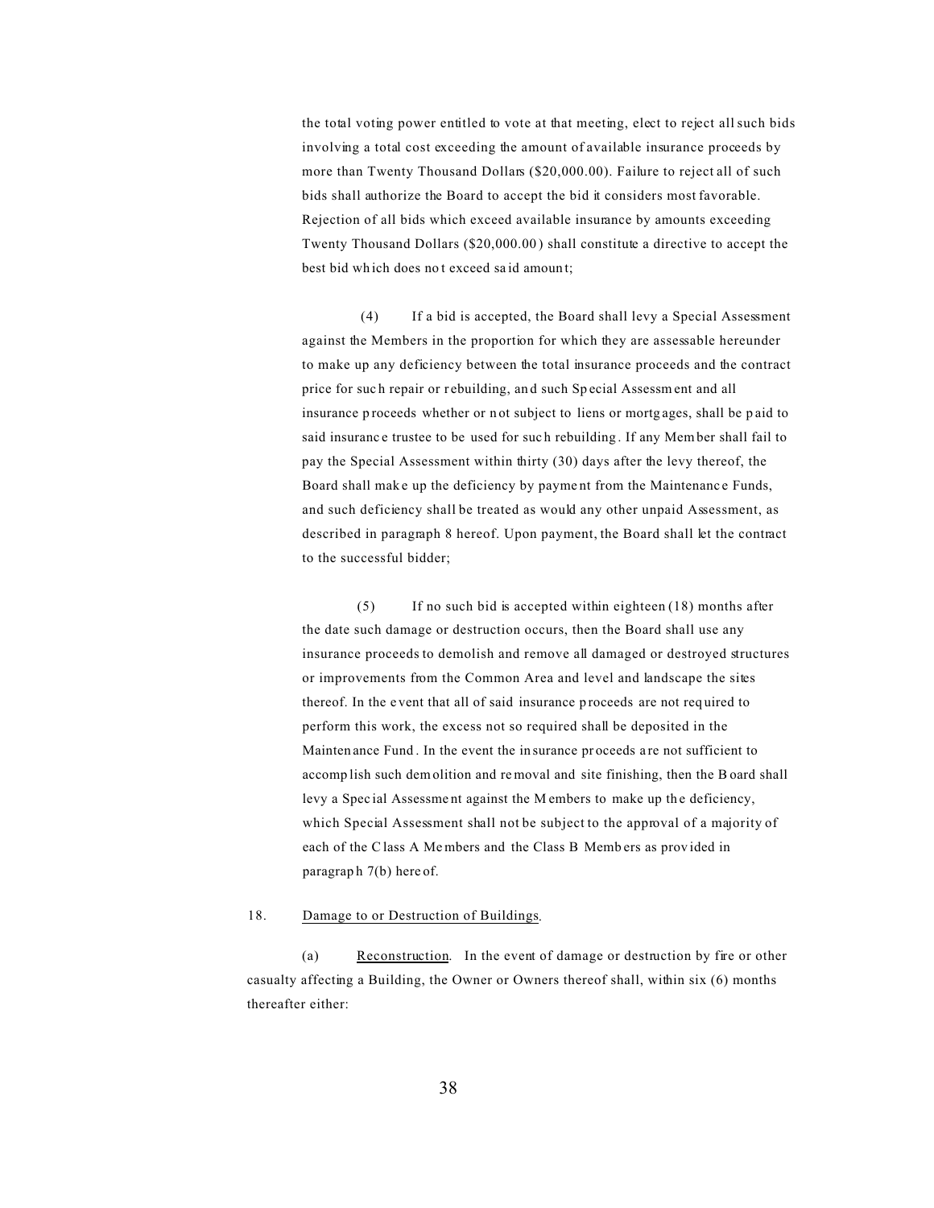the total voting power entitled to vote at that meeting, elect to reject all such bids involving a total cost exceeding the amount of available insurance proceeds by more than Twenty Thousand Dollars ($20,000.00). Failure to reject all of such bids shall authorize the Board to accept the bid it considers most favorable. Rejection of all bids which exceed available insurance by amounts exceeding Twenty Thousand Dollars ($20,000.00) shall constitute a directive to accept the best bid which does not exceed said amount;

(4) If a bid is accepted, the Board shall levy a Special Assessment against the Members in the proportion for which they are assessable hereunder to make up any deficiency between the total insurance proceeds and the contract price for such repair or rebuilding, and such Special Assessment and all insurance proceeds whether or not subject to liens or mortgages, shall be paid to said insurance trustee to be used for such rebuilding. If any Member shall fail to pay the Special Assessment within thirty (30) days after the levy thereof, the Board shall make up the deficiency by payment from the Maintenance Funds, and such deficiency shall be treated as would any other unpaid Assessment, as described in paragraph 8 hereof. Upon payment, the Board shall let the contract to the successful bidder;

(5) If no such bid is accepted within eighteen (18) months after the date such damage or destruction occurs, then the Board shall use any insurance proceeds to demolish and remove all damaged or destroyed structures or improvements from the Common Area and level and landscape the sites thereof. In the event that all of said insurance proceeds are not required to perform this work, the excess not so required shall be deposited in the Maintenance Fund. In the event the insurance proceeds are not sufficient to accomplish such demolition and removal and site finishing, then the Board shall levy a Special Assessment against the Members to make up the deficiency, which Special Assessment shall not be subject to the approval of a majority of each of the Class A Members and the Class B Members as provided in paragraph 7(b) hereof.

18. Damage to or Destruction of Buildings.

(a) Reconstruction. In the event of damage or destruction by fire or other casualty affecting a Building, the Owner or Owners thereof shall, within six (6) months thereafter either: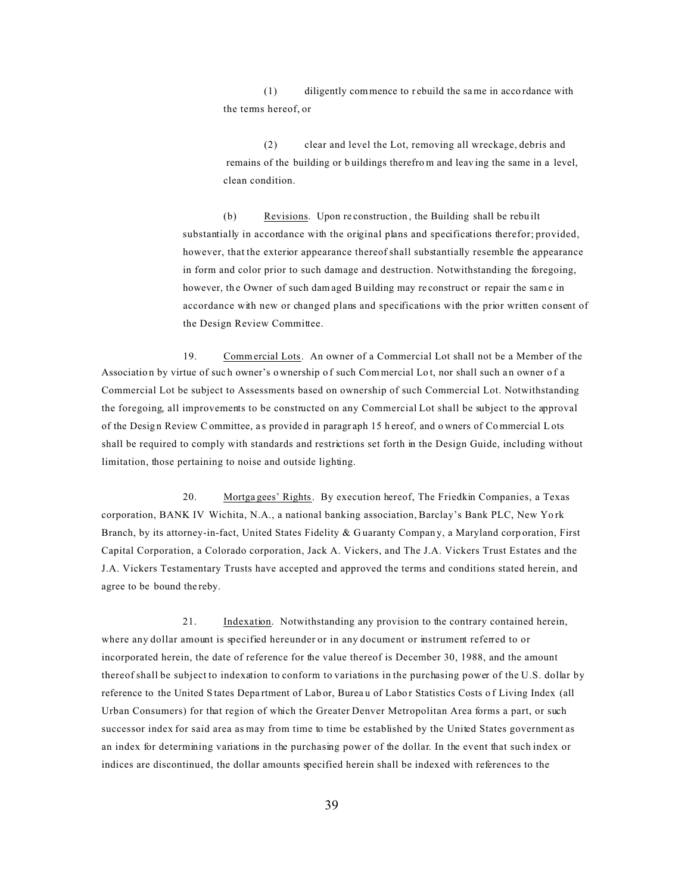(1) diligently commence to rebuild the same in accordance with the terms hereof, or

(2) clear and level the Lot, removing all wreckage, debris and remains of the building or buildings therefrom and leaving the same in a level, clean condition.

(b) Revisions. Upon reconstruction, the Building shall be rebuilt substantially in accordance with the original plans and specifications therefor; provided, however, that the exterior appearance thereof shall substantially resemble the appearance in form and color prior to such damage and destruction. Notwithstanding the foregoing, however, the Owner of such damaged Building may reconstruct or repair the same in accordance with new or changed plans and specifications with the prior written consent of the Design Review Committee.

19. Commercial Lots. An owner of a Commercial Lot shall not be a Member of the Association by virtue of such owner's ownership of such Commercial Lot, nor shall such an owner of a Commercial Lot be subject to Assessments based on ownership of such Commercial Lot. Notwithstanding the foregoing, all improvements to be constructed on any Commercial Lot shall be subject to the approval of the Design Review Committee, as provided in paragraph 15 hereof, and owners of Commercial Lots shall be required to comply with standards and restrictions set forth in the Design Guide, including without limitation, those pertaining to noise and outside lighting.

20. Mortgagees' Rights. By execution hereof, The Friedkin Companies, a Texas corporation, BANK IV Wichita, N.A., a national banking association, Barclay's Bank PLC, New York Branch, by its attorney-in-fact, United States Fidelity & Guaranty Company, a Maryland corporation, First Capital Corporation, a Colorado corporation, Jack A. Vickers, and The J.A. Vickers Trust Estates and the J.A. Vickers Testamentary Trusts have accepted and approved the terms and conditions stated herein, and agree to be bound thereby.

21. Indexation. Notwithstanding any provision to the contrary contained herein, where any dollar amount is specified hereunder or in any document or instrument referred to or incorporated herein, the date of reference for the value thereof is December 30, 1988, and the amount thereof shall be subject to indexation to conform to variations in the purchasing power of the U.S. dollar by reference to the United States Department of Labor, Bureau of Labor Statistics Costs of Living Index (all Urban Consumers) for that region of which the Greater Denver Metropolitan Area forms a part, or such successor index for said area as may from time to time be established by the United States government as an index for determining variations in the purchasing power of the dollar. In the event that such index or indices are discontinued, the dollar amounts specified herein shall be indexed with references to the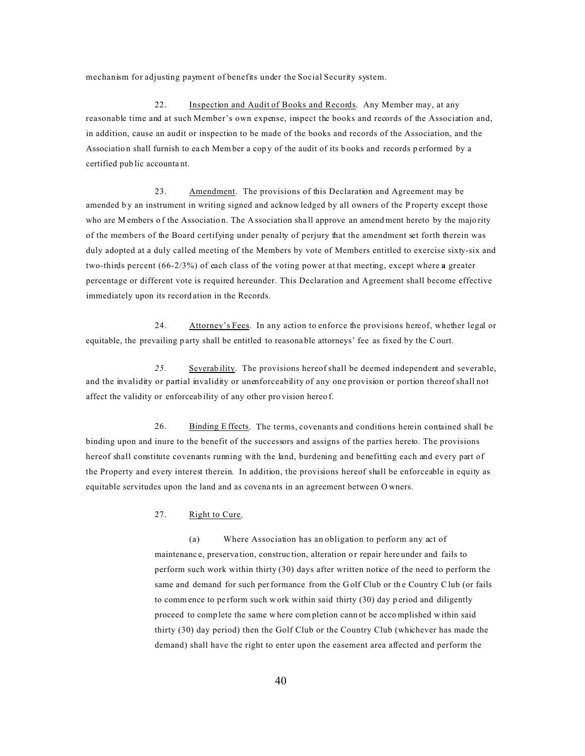mechanism for adjusting payment of benefits under the Social Security system.

22. Inspection and Audit of Books and Records. Any Member may, at any reasonable time and at such Member's own expense, inspect the books and records of the Association and, in addition, cause an audit or inspection to be made of the books and records of the Association, and the Association shall furnish to each Member a copy of the audit of its books and records performed by a certified public accountant.

23. Amendment. The provisions of this Declaration and Agreement may be amended by an instrument in writing signed and acknowledged by all owners of the Property except those who are Members of the Association. The Association shall approve an amendment hereto by the majority of the members of the Board certifying under penalty of perjury that the amendment set forth therein was duly adopted at a duly called meeting of the Members by vote of Members entitled to exercise sixty-six and two-thirds percent (66-2/3%) of each class of the voting power at that meeting, except where **a** greater percentage or different vote is required hereunder. This Declaration and Agreement shall become effective immediately upon its recordation in the Records.

24. Attorney's Fees. In any action to enforce the provisions hereof, whether legal or equitable, the prevailing party shall be entitled to reasonable attorneys' fee as fixed by the Court.

*25.* Severability. The provisions hereof shall be deemed independent and severable, and the invalidity or partial invalidity or unenforceability of any one provision or portion thereof shall not affect the validity or enforceability of any other provision hereof.

26. Binding Effects. The terms, covenants and conditions herein contained shall be binding upon and inure to the benefit of the successors and assigns of the parties hereto. The provisions hereof shall constitute covenants running with the land, burdening and benefitting each and every part of the Property and every interest therein. In addition, the provisions hereof shall be enforceable in equity as equitable servitudes upon the land and as covenants in an agreement between Owners.

27. Right to Cure.

(a) Where Association has an obligation to perform any act of maintenance, preservation, construction, alteration or repair hereunder and fails to perform such work within thirty (30) days after written notice of the need to perform the same and demand for such performance from the Golf Club or the Country Club (or fails to commence to perform such work within said thirty (30) day period and diligently proceed to complete the same where completion cannot be accomplished within said thirty (30) day period) then the Golf Club or the Country Club (whichever has made the demand) shall have the right to enter upon the easement area affected and perform the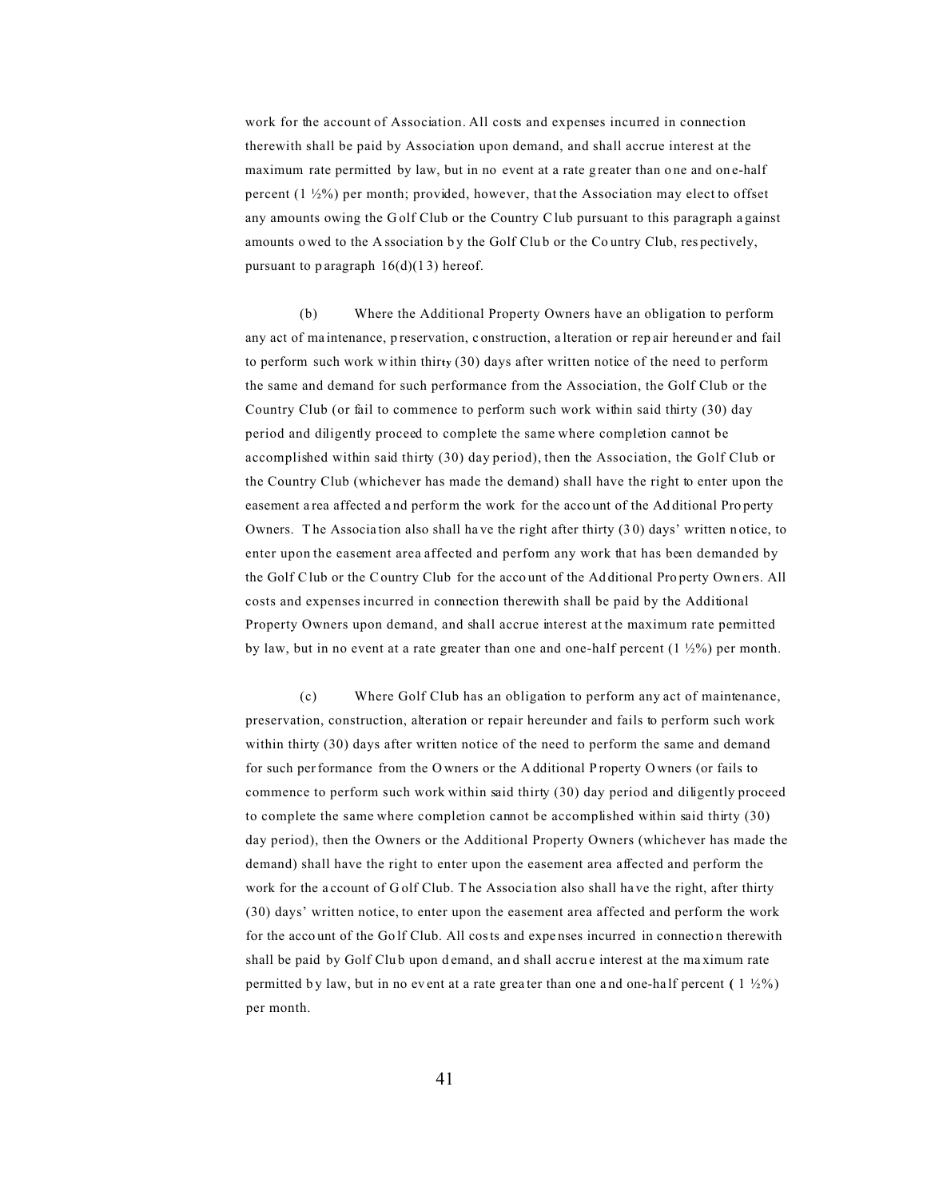work for the account of Association. All costs and expenses incurred in connection therewith shall be paid by Association upon demand, and shall accrue interest at the maximum rate permitted by law, but in no event at a rate greater than one and one-half percent (1 ½%) per month; provided, however, that the Association may elect to offset any amounts owing the Golf Club or the Country Club pursuant to this paragraph against amounts owed to the Association by the Golf Club or the Country Club, respectively, pursuant to paragraph 16(d)(13) hereof.

(b) Where the Additional Property Owners have an obligation to perform any act of maintenance, preservation, construction, alteration or repair hereunder and fail to perform such work within thirty (30) days after written notice of the need to perform the same and demand for such performance from the Association, the Golf Club or the Country Club (or fail to commence to perform such work within said thirty (30) day period and diligently proceed to complete the same where completion cannot be accomplished within said thirty (30) day period), then the Association, the Golf Club or the Country Club (whichever has made the demand) shall have the right to enter upon the easement area affected and perform the work for the account of the Additional Property Owners. The Association also shall have the right after thirty (30) days' written notice, to enter upon the easement area affected and perform any work that has been demanded by the Golf Club or the Country Club for the account of the Additional Property Owners. All costs and expenses incurred in connection therewith shall be paid by the Additional Property Owners upon demand, and shall accrue interest at the maximum rate permitted by law, but in no event at a rate greater than one and one-half percent (1 ½%) per month.

(c) Where Golf Club has an obligation to perform any act of maintenance, preservation, construction, alteration or repair hereunder and fails to perform such work within thirty (30) days after written notice of the need to perform the same and demand for such performance from the Owners or the Additional Property Owners (or fails to commence to perform such work within said thirty (30) day period and diligently proceed to complete the same where completion cannot be accomplished within said thirty (30) day period), then the Owners or the Additional Property Owners (whichever has made the demand) shall have the right to enter upon the easement area affected and perform the work for the account of Golf Club. The Association also shall have the right, after thirty (30) days' written notice, to enter upon the easement area affected and perform the work for the account of the Golf Club. All costs and expenses incurred in connection therewith shall be paid by Golf Club upon demand, and shall accrue interest at the maximum rate permitted by law, but in no event at a rate greater than one and one-half percent (1 ½%) per month.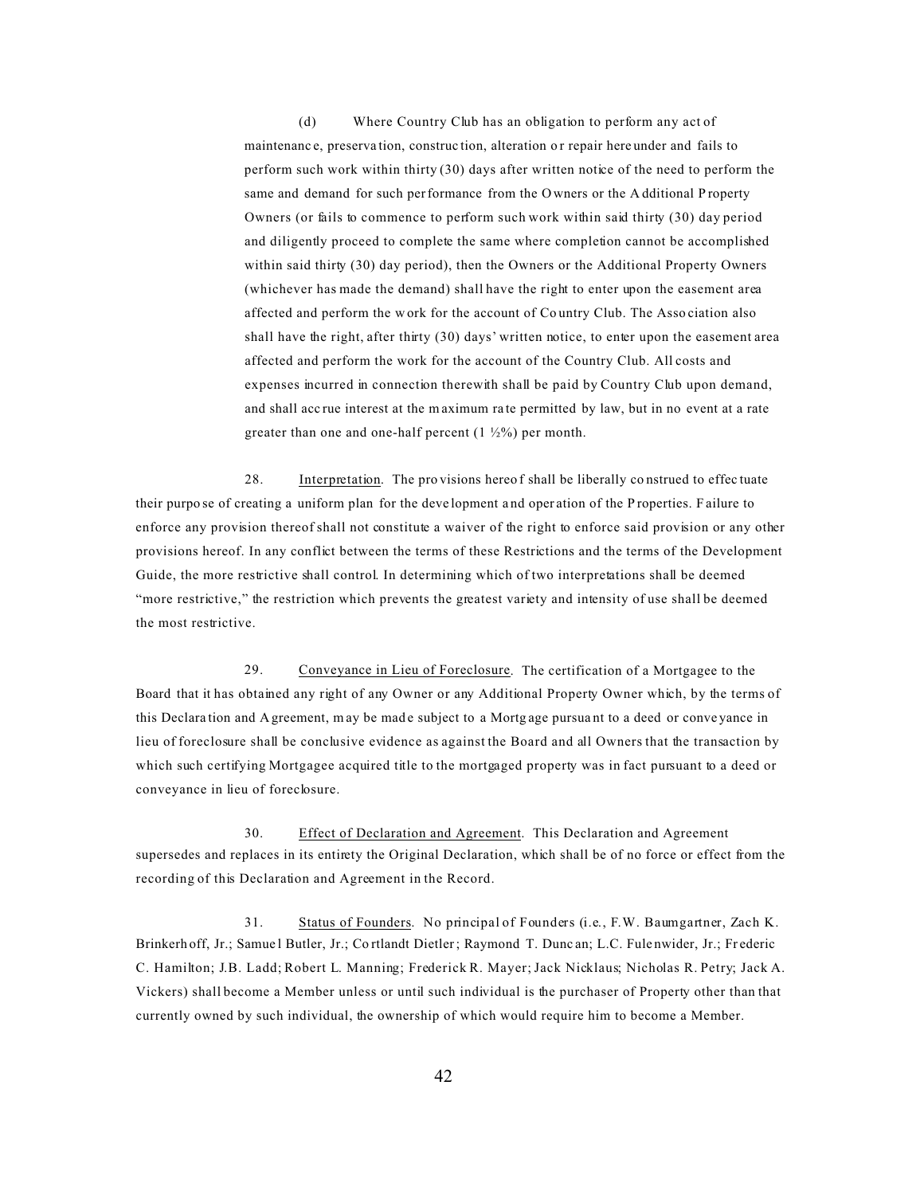(d) Where Country Club has an obligation to perform any act of maintenance, preservation, construction, alteration or repair hereunder and fails to perform such work within thirty (30) days after written notice of the need to perform the same and demand for such performance from the Owners or the Additional Property Owners (or fails to commence to perform such work within said thirty (30) day period and diligently proceed to complete the same where completion cannot be accomplished within said thirty (30) day period), then the Owners or the Additional Property Owners (whichever has made the demand) shall have the right to enter upon the easement area affected and perform the work for the account of Country Club. The Association also shall have the right, after thirty (30) days' written notice, to enter upon the easement area affected and perform the work for the account of the Country Club. All costs and expenses incurred in connection therewith shall be paid by Country Club upon demand, and shall accrue interest at the maximum rate permitted by law, but in no event at a rate greater than one and one-half percent (1 ½%) per month.

28. Interpretation. The provisions hereof shall be liberally construed to effectuate their purpose of creating a uniform plan for the development and operation of the Properties. Failure to enforce any provision thereof shall not constitute a waiver of the right to enforce said provision or any other provisions hereof. In any conflict between the terms of these Restrictions and the terms of the Development Guide, the more restrictive shall control. In determining which of two interpretations shall be deemed "more restrictive," the restriction which prevents the greatest variety and intensity of use shall be deemed the most restrictive.

29. Conveyance in Lieu of Foreclosure. The certification of a Mortgagee to the Board that it has obtained any right of any Owner or any Additional Property Owner which, by the terms of this Declaration and Agreement, may be made subject to a Mortgage pursuant to a deed or conveyance in lieu of foreclosure shall be conclusive evidence as against the Board and all Owners that the transaction by which such certifying Mortgagee acquired title to the mortgaged property was in fact pursuant to a deed or conveyance in lieu of foreclosure.

30. Effect of Declaration and Agreement. This Declaration and Agreement supersedes and replaces in its entirety the Original Declaration, which shall be of no force or effect from the recording of this Declaration and Agreement in the Record.

31. Status of Founders. No principal of Founders (i.e., F.W. Baumgartner, Zach K. Brinkerhoff, Jr.; Samuel Butler, Jr.; Cortlandt Dietler; Raymond T. Duncan; L.C. Fulenwider, Jr.; Frederic C. Hamilton; J.B. Ladd; Robert L. Manning; Frederick R. Mayer; Jack Nicklaus; Nicholas R. Petry; Jack A. Vickers) shall become a Member unless or until such individual is the purchaser of Property other than that currently owned by such individual, the ownership of which would require him to become a Member.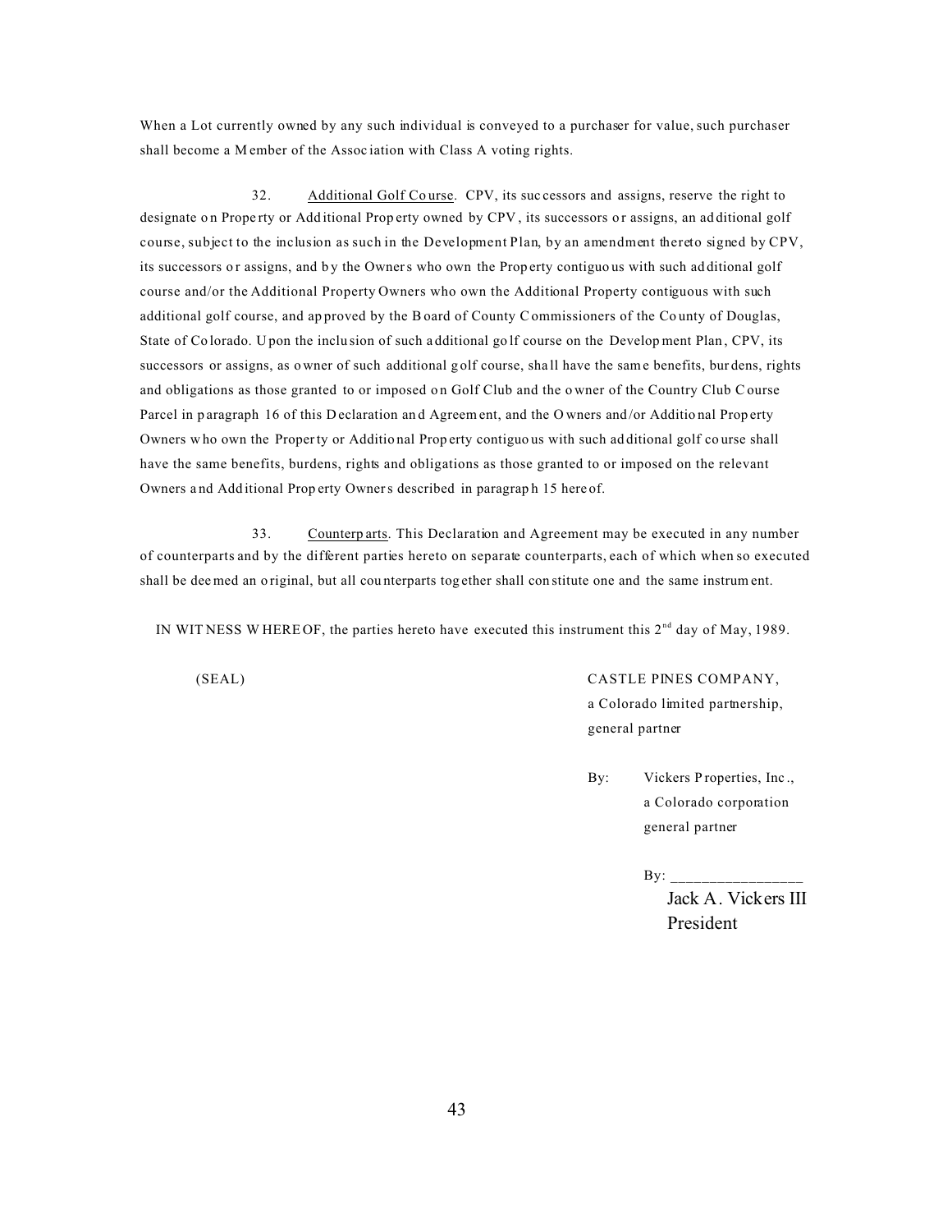When a Lot currently owned by any such individual is conveyed to a purchaser for value, such purchaser shall become a Member of the Association with Class A voting rights.

32. Additional Golf Course. CPV, its successors and assigns, reserve the right to designate on Property or Additional Property owned by CPV, its successors or assigns, an additional golf course, subject to the inclusion as such in the Development Plan, by an amendment thereto signed by CPV, its successors or assigns, and by the Owners who own the Property contiguous with such additional golf course and/or the Additional Property Owners who own the Additional Property contiguous with such additional golf course, and approved by the Board of County Commissioners of the County of Douglas, State of Colorado. Upon the inclusion of such additional golf course on the Development Plan, CPV, its successors or assigns, as owner of such additional golf course, shall have the same benefits, burdens, rights and obligations as those granted to or imposed on Golf Club and the owner of the Country Club Course Parcel in paragraph 16 of this Declaration and Agreement, and the Owners and/or Additional Property Owners who own the Property or Additional Property contiguous with such additional golf course shall have the same benefits, burdens, rights and obligations as those granted to or imposed on the relevant Owners and Additional Property Owners described in paragraph 15 hereof.

33. Counterparts. This Declaration and Agreement may be executed in any number of counterparts and by the different parties hereto on separate counterparts, each of which when so executed shall be deemed an original, but all counterparts together shall constitute one and the same instrument.

IN WITNESS WHEREOF, the parties hereto have executed this instrument this 2nd day of May, 1989.

(SEAL)

CASTLE PINES COMPANY,
a Colorado limited partnership,
general partner

By: Vickers Properties, Inc.,
a Colorado corporation
general partner

By: ________________
Jack A. Vickers III
President